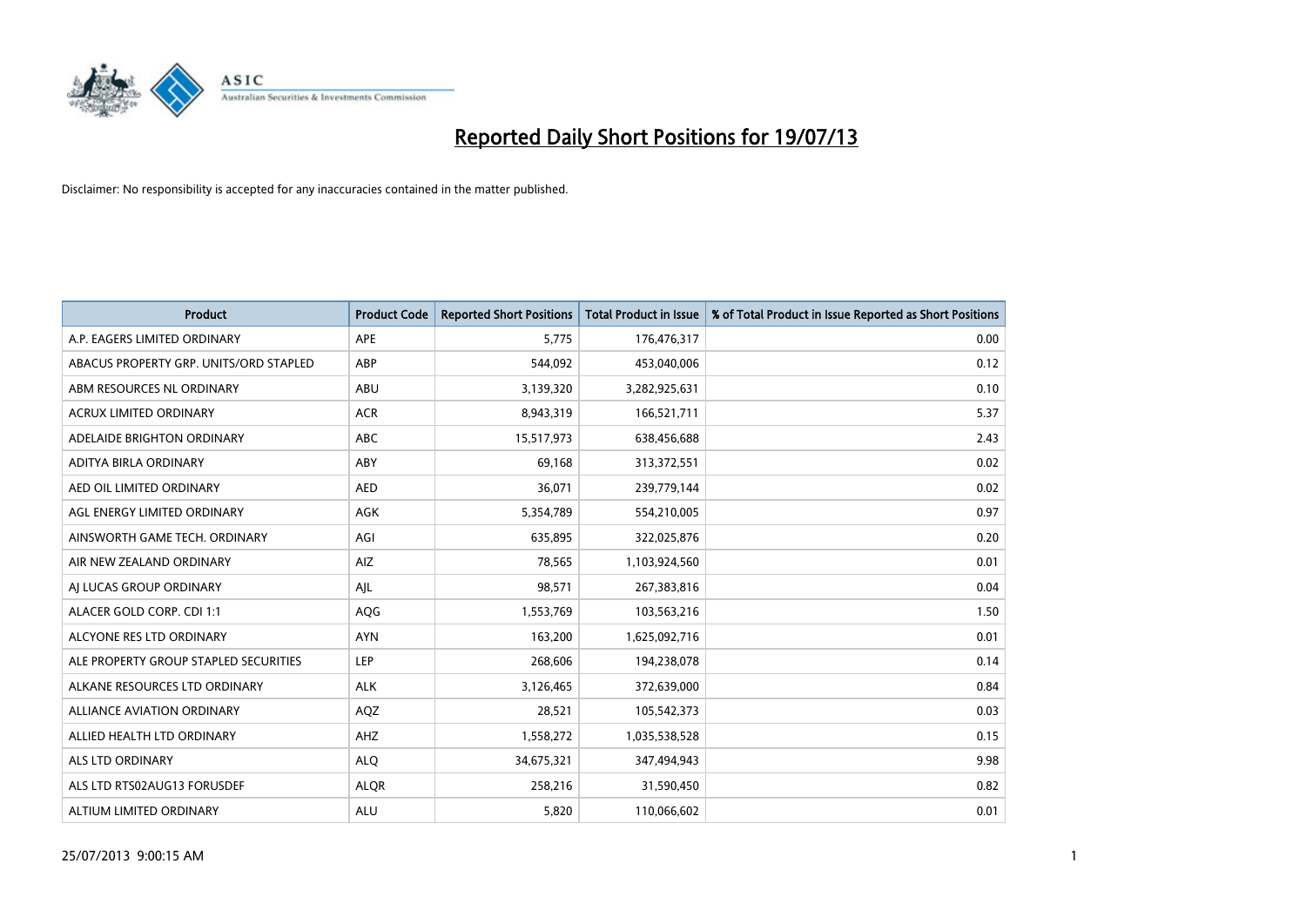# Reported Daily Short Positions for 19/07/13

Disclaimer: No responsibility is accepted for any inaccuracies contained in the matter published.

| Product | Product Code | Reported Short Positions | Total Product in Issue | % of Total Product in Issue Reported as Short Positions |
|---|---|---|---|---|
| A.P. EAGERS LIMITED ORDINARY | APE | 5,775 | 176,476,317 | 0.00 |
| ABACUS PROPERTY GRP. UNITS/ORD STAPLED | ABP | 544,092 | 453,040,006 | 0.12 |
| ABM RESOURCES NL ORDINARY | ABU | 3,139,320 | 3,282,925,631 | 0.10 |
| ACRUX LIMITED ORDINARY | ACR | 8,943,319 | 166,521,711 | 5.37 |
| ADELAIDE BRIGHTON ORDINARY | ABC | 15,517,973 | 638,456,688 | 2.43 |
| ADITYA BIRLA ORDINARY | ABY | 69,168 | 313,372,551 | 0.02 |
| AED OIL LIMITED ORDINARY | AED | 36,071 | 239,779,144 | 0.02 |
| AGL ENERGY LIMITED ORDINARY | AGK | 5,354,789 | 554,210,005 | 0.97 |
| AINSWORTH GAME TECH. ORDINARY | AGI | 635,895 | 322,025,876 | 0.20 |
| AIR NEW ZEALAND ORDINARY | AIZ | 78,565 | 1,103,924,560 | 0.01 |
| AJ LUCAS GROUP ORDINARY | AJL | 98,571 | 267,383,816 | 0.04 |
| ALACER GOLD CORP. CDI 1:1 | AQG | 1,553,769 | 103,563,216 | 1.50 |
| ALCYONE RES LTD ORDINARY | AYN | 163,200 | 1,625,092,716 | 0.01 |
| ALE PROPERTY GROUP STAPLED SECURITIES | LEP | 268,606 | 194,238,078 | 0.14 |
| ALKANE RESOURCES LTD ORDINARY | ALK | 3,126,465 | 372,639,000 | 0.84 |
| ALLIANCE AVIATION ORDINARY | AQZ | 28,521 | 105,542,373 | 0.03 |
| ALLIED HEALTH LTD ORDINARY | AHZ | 1,558,272 | 1,035,538,528 | 0.15 |
| ALS LTD ORDINARY | ALQ | 34,675,321 | 347,494,943 | 9.98 |
| ALS LTD RTS02AUG13 FORUSDEF | ALQR | 258,216 | 31,590,450 | 0.82 |
| ALTIUM LIMITED ORDINARY | ALU | 5,820 | 110,066,602 | 0.01 |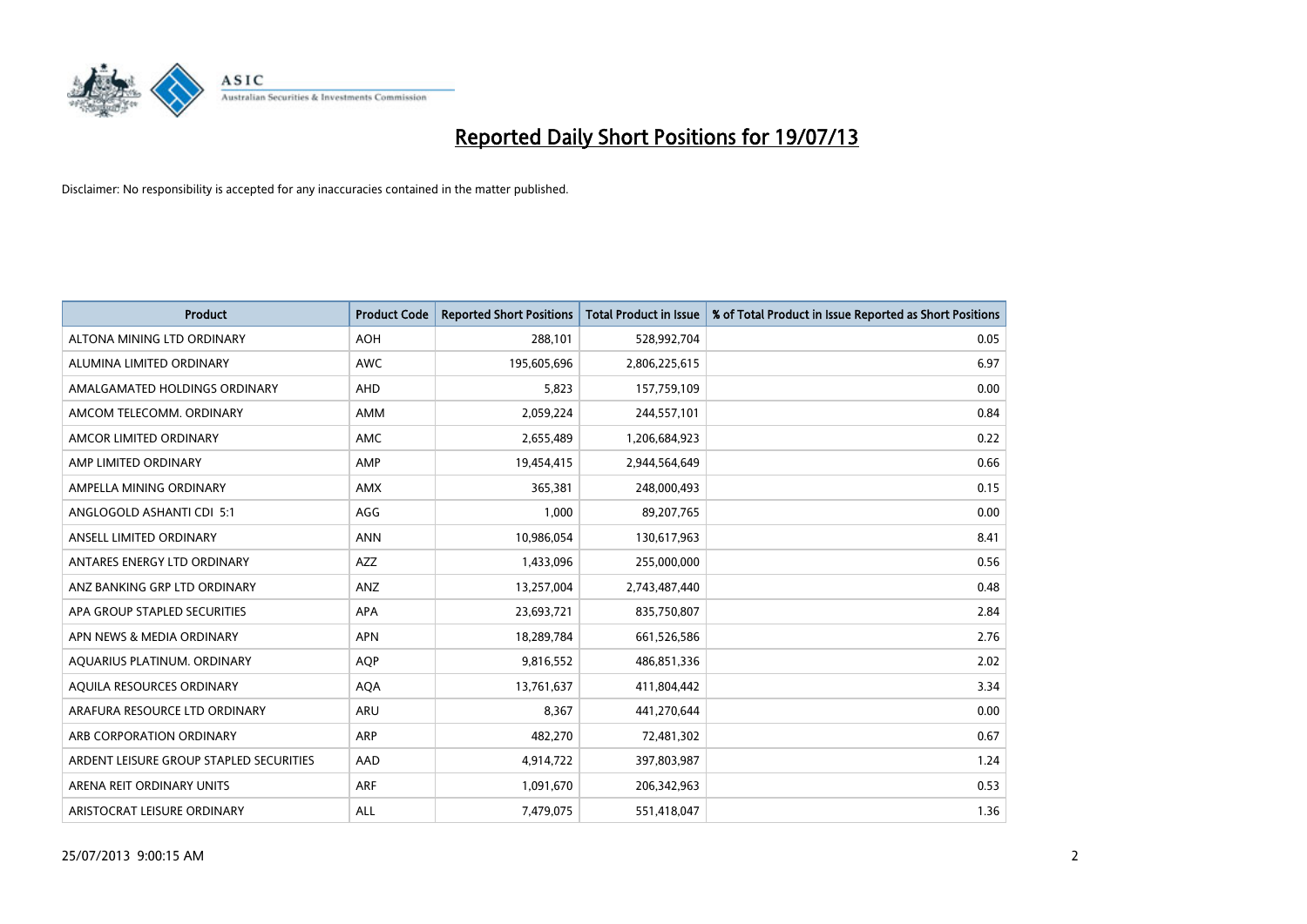# Reported Daily Short Positions for 19/07/13

Disclaimer: No responsibility is accepted for any inaccuracies contained in the matter published.

| Product | Product Code | Reported Short Positions | Total Product in Issue | % of Total Product in Issue Reported as Short Positions |
|---|---|---|---|---|
| ALTONA MINING LTD ORDINARY | AOH | 288,101 | 528,992,704 | 0.05 |
| ALUMINA LIMITED ORDINARY | AWC | 195,605,696 | 2,806,225,615 | 6.97 |
| AMALGAMATED HOLDINGS ORDINARY | AHD | 5,823 | 157,759,109 | 0.00 |
| AMCOM TELECOMM. ORDINARY | AMM | 2,059,224 | 244,557,101 | 0.84 |
| AMCOR LIMITED ORDINARY | AMC | 2,655,489 | 1,206,684,923 | 0.22 |
| AMP LIMITED ORDINARY | AMP | 19,454,415 | 2,944,564,649 | 0.66 |
| AMPELLA MINING ORDINARY | AMX | 365,381 | 248,000,493 | 0.15 |
| ANGLOGOLD ASHANTI CDI 5:1 | AGG | 1,000 | 89,207,765 | 0.00 |
| ANSELL LIMITED ORDINARY | ANN | 10,986,054 | 130,617,963 | 8.41 |
| ANTARES ENERGY LTD ORDINARY | AZZ | 1,433,096 | 255,000,000 | 0.56 |
| ANZ BANKING GRP LTD ORDINARY | ANZ | 13,257,004 | 2,743,487,440 | 0.48 |
| APA GROUP STAPLED SECURITIES | APA | 23,693,721 | 835,750,807 | 2.84 |
| APN NEWS & MEDIA ORDINARY | APN | 18,289,784 | 661,526,586 | 2.76 |
| AQUARIUS PLATINUM. ORDINARY | AQP | 9,816,552 | 486,851,336 | 2.02 |
| AQUILA RESOURCES ORDINARY | AQA | 13,761,637 | 411,804,442 | 3.34 |
| ARAFURA RESOURCE LTD ORDINARY | ARU | 8,367 | 441,270,644 | 0.00 |
| ARB CORPORATION ORDINARY | ARP | 482,270 | 72,481,302 | 0.67 |
| ARDENT LEISURE GROUP STAPLED SECURITIES | AAD | 4,914,722 | 397,803,987 | 1.24 |
| ARENA REIT ORDINARY UNITS | ARF | 1,091,670 | 206,342,963 | 0.53 |
| ARISTOCRAT LEISURE ORDINARY | ALL | 7,479,075 | 551,418,047 | 1.36 |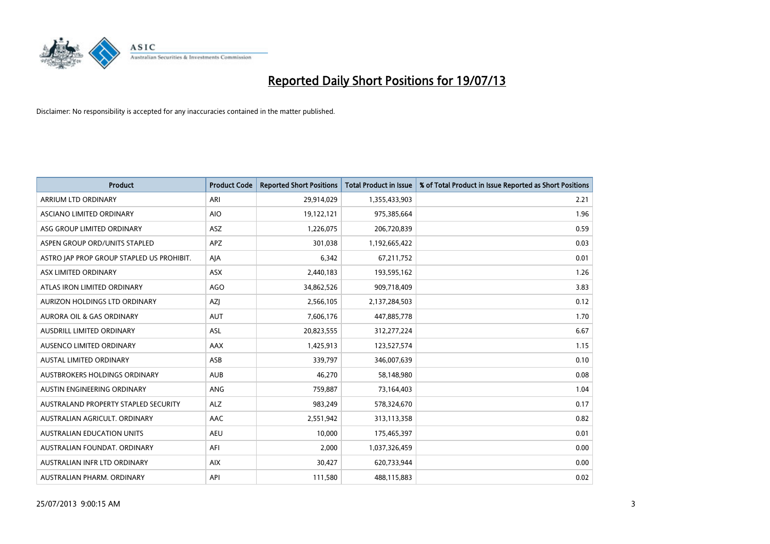# Reported Daily Short Positions for 19/07/13

Disclaimer: No responsibility is accepted for any inaccuracies contained in the matter published.

| Product | Product Code | Reported Short Positions | Total Product in Issue | % of Total Product in Issue Reported as Short Positions |
|---|---|---|---|---|
| ARRIUM LTD ORDINARY | ARI | 29,914,029 | 1,355,433,903 | 2.21 |
| ASCIANO LIMITED ORDINARY | AIO | 19,122,121 | 975,385,664 | 1.96 |
| ASG GROUP LIMITED ORDINARY | ASZ | 1,226,075 | 206,720,839 | 0.59 |
| ASPEN GROUP ORD/UNITS STAPLED | APZ | 301,038 | 1,192,665,422 | 0.03 |
| ASTRO JAP PROP GROUP STAPLED US PROHIBIT. | AJA | 6,342 | 67,211,752 | 0.01 |
| ASX LIMITED ORDINARY | ASX | 2,440,183 | 193,595,162 | 1.26 |
| ATLAS IRON LIMITED ORDINARY | AGO | 34,862,526 | 909,718,409 | 3.83 |
| AURIZON HOLDINGS LTD ORDINARY | AZJ | 2,566,105 | 2,137,284,503 | 0.12 |
| AURORA OIL & GAS ORDINARY | AUT | 7,606,176 | 447,885,778 | 1.70 |
| AUSDRILL LIMITED ORDINARY | ASL | 20,823,555 | 312,277,224 | 6.67 |
| AUSENCO LIMITED ORDINARY | AAX | 1,425,913 | 123,527,574 | 1.15 |
| AUSTAL LIMITED ORDINARY | ASB | 339,797 | 346,007,639 | 0.10 |
| AUSTBROKERS HOLDINGS ORDINARY | AUB | 46,270 | 58,148,980 | 0.08 |
| AUSTIN ENGINEERING ORDINARY | ANG | 759,887 | 73,164,403 | 1.04 |
| AUSTRALAND PROPERTY STAPLED SECURITY | ALZ | 983,249 | 578,324,670 | 0.17 |
| AUSTRALIAN AGRICULT. ORDINARY | AAC | 2,551,942 | 313,113,358 | 0.82 |
| AUSTRALIAN EDUCATION UNITS | AEU | 10,000 | 175,465,397 | 0.01 |
| AUSTRALIAN FOUNDAT. ORDINARY | AFI | 2,000 | 1,037,326,459 | 0.00 |
| AUSTRALIAN INFR LTD ORDINARY | AIX | 30,427 | 620,733,944 | 0.00 |
| AUSTRALIAN PHARM. ORDINARY | API | 111,580 | 488,115,883 | 0.02 |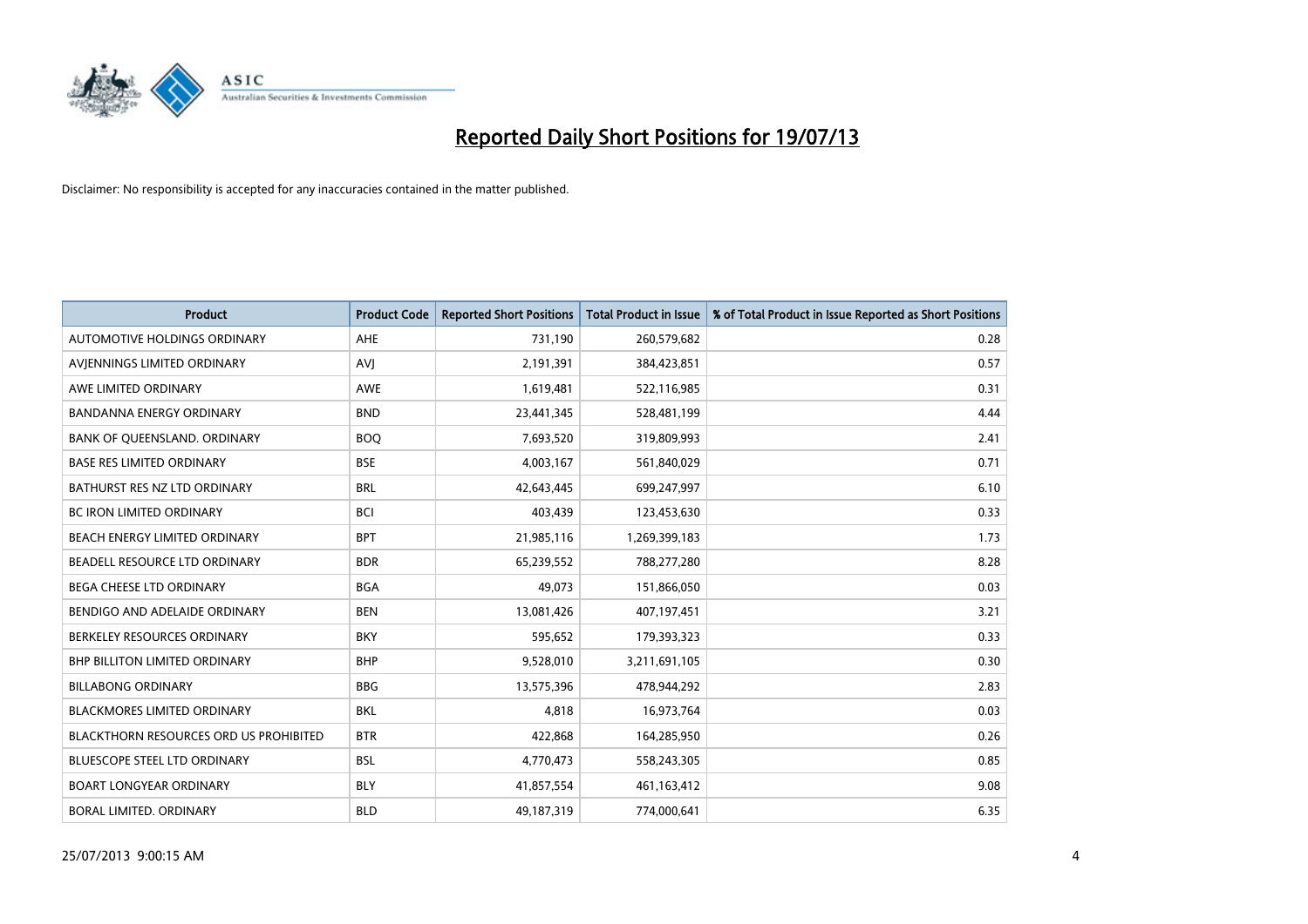# Reported Daily Short Positions for 19/07/13

Disclaimer: No responsibility is accepted for any inaccuracies contained in the matter published.

| Product | Product Code | Reported Short Positions | Total Product in Issue | % of Total Product in Issue Reported as Short Positions |
|---|---|---|---|---|
| AUTOMOTIVE HOLDINGS ORDINARY | AHE | 731,190 | 260,579,682 | 0.28 |
| AVJENNINGS LIMITED ORDINARY | AVJ | 2,191,391 | 384,423,851 | 0.57 |
| AWE LIMITED ORDINARY | AWE | 1,619,481 | 522,116,985 | 0.31 |
| BANDANNA ENERGY ORDINARY | BND | 23,441,345 | 528,481,199 | 4.44 |
| BANK OF QUEENSLAND. ORDINARY | BOQ | 7,693,520 | 319,809,993 | 2.41 |
| BASE RES LIMITED ORDINARY | BSE | 4,003,167 | 561,840,029 | 0.71 |
| BATHURST RES NZ LTD ORDINARY | BRL | 42,643,445 | 699,247,997 | 6.10 |
| BC IRON LIMITED ORDINARY | BCI | 403,439 | 123,453,630 | 0.33 |
| BEACH ENERGY LIMITED ORDINARY | BPT | 21,985,116 | 1,269,399,183 | 1.73 |
| BEADELL RESOURCE LTD ORDINARY | BDR | 65,239,552 | 788,277,280 | 8.28 |
| BEGA CHEESE LTD ORDINARY | BGA | 49,073 | 151,866,050 | 0.03 |
| BENDIGO AND ADELAIDE ORDINARY | BEN | 13,081,426 | 407,197,451 | 3.21 |
| BERKELEY RESOURCES ORDINARY | BKY | 595,652 | 179,393,323 | 0.33 |
| BHP BILLITON LIMITED ORDINARY | BHP | 9,528,010 | 3,211,691,105 | 0.30 |
| BILLABONG ORDINARY | BBG | 13,575,396 | 478,944,292 | 2.83 |
| BLACKMORES LIMITED ORDINARY | BKL | 4,818 | 16,973,764 | 0.03 |
| BLACKTHORN RESOURCES ORD US PROHIBITED | BTR | 422,868 | 164,285,950 | 0.26 |
| BLUESCOPE STEEL LTD ORDINARY | BSL | 4,770,473 | 558,243,305 | 0.85 |
| BOART LONGYEAR ORDINARY | BLY | 41,857,554 | 461,163,412 | 9.08 |
| BORAL LIMITED. ORDINARY | BLD | 49,187,319 | 774,000,641 | 6.35 |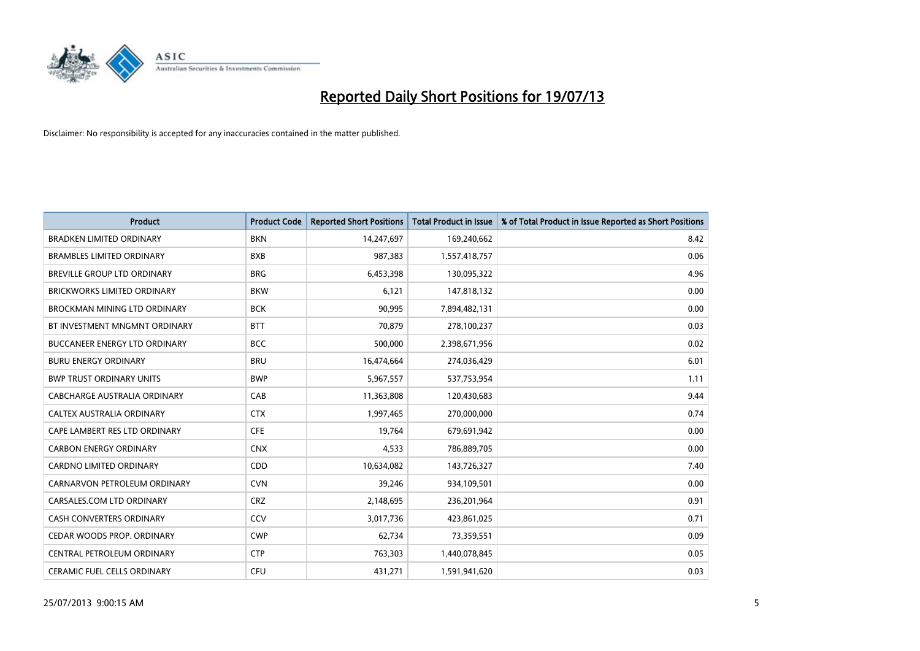# Reported Daily Short Positions for 19/07/13

Disclaimer: No responsibility is accepted for any inaccuracies contained in the matter published.

| Product | Product Code | Reported Short Positions | Total Product in Issue | % of Total Product in Issue Reported as Short Positions |
|---|---|---|---|---|
| BRADKEN LIMITED ORDINARY | BKN | 14,247,697 | 169,240,662 | 8.42 |
| BRAMBLES LIMITED ORDINARY | BXB | 987,383 | 1,557,418,757 | 0.06 |
| BREVILLE GROUP LTD ORDINARY | BRG | 6,453,398 | 130,095,322 | 4.96 |
| BRICKWORKS LIMITED ORDINARY | BKW | 6,121 | 147,818,132 | 0.00 |
| BROCKMAN MINING LTD ORDINARY | BCK | 90,995 | 7,894,482,131 | 0.00 |
| BT INVESTMENT MNGMNT ORDINARY | BTT | 70,879 | 278,100,237 | 0.03 |
| BUCCANEER ENERGY LTD ORDINARY | BCC | 500,000 | 2,398,671,956 | 0.02 |
| BURU ENERGY ORDINARY | BRU | 16,474,664 | 274,036,429 | 6.01 |
| BWP TRUST ORDINARY UNITS | BWP | 5,967,557 | 537,753,954 | 1.11 |
| CABCHARGE AUSTRALIA ORDINARY | CAB | 11,363,808 | 120,430,683 | 9.44 |
| CALTEX AUSTRALIA ORDINARY | CTX | 1,997,465 | 270,000,000 | 0.74 |
| CAPE LAMBERT RES LTD ORDINARY | CFE | 19,764 | 679,691,942 | 0.00 |
| CARBON ENERGY ORDINARY | CNX | 4,533 | 786,889,705 | 0.00 |
| CARDNO LIMITED ORDINARY | CDD | 10,634,082 | 143,726,327 | 7.40 |
| CARNARVON PETROLEUM ORDINARY | CVN | 39,246 | 934,109,501 | 0.00 |
| CARSALES.COM LTD ORDINARY | CRZ | 2,148,695 | 236,201,964 | 0.91 |
| CASH CONVERTERS ORDINARY | CCV | 3,017,736 | 423,861,025 | 0.71 |
| CEDAR WOODS PROP. ORDINARY | CWP | 62,734 | 73,359,551 | 0.09 |
| CENTRAL PETROLEUM ORDINARY | CTP | 763,303 | 1,440,078,845 | 0.05 |
| CERAMIC FUEL CELLS ORDINARY | CFU | 431,271 | 1,591,941,620 | 0.03 |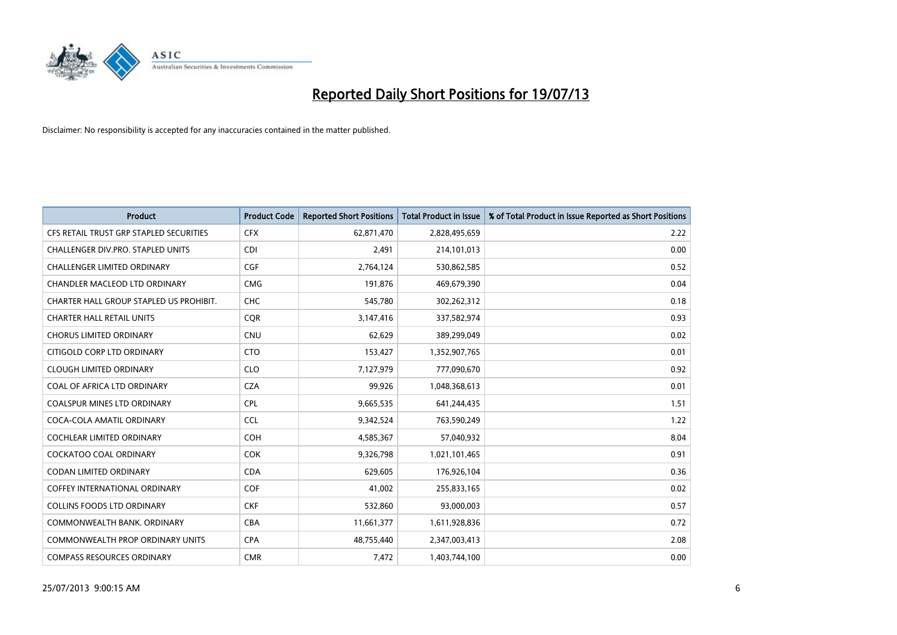# Reported Daily Short Positions for 19/07/13

Disclaimer: No responsibility is accepted for any inaccuracies contained in the matter published.

| Product | Product Code | Reported Short Positions | Total Product in Issue | % of Total Product in Issue Reported as Short Positions |
|---|---|---|---|---|
| CFS RETAIL TRUST GRP STAPLED SECURITIES | CFX | 62,871,470 | 2,828,495,659 | 2.22 |
| CHALLENGER DIV.PRO. STAPLED UNITS | CDI | 2,491 | 214,101,013 | 0.00 |
| CHALLENGER LIMITED ORDINARY | CGF | 2,764,124 | 530,862,585 | 0.52 |
| CHANDLER MACLEOD LTD ORDINARY | CMG | 191,876 | 469,679,390 | 0.04 |
| CHARTER HALL GROUP STAPLED US PROHIBIT. | CHC | 545,780 | 302,262,312 | 0.18 |
| CHARTER HALL RETAIL UNITS | CQR | 3,147,416 | 337,582,974 | 0.93 |
| CHORUS LIMITED ORDINARY | CNU | 62,629 | 389,299,049 | 0.02 |
| CITIGOLD CORP LTD ORDINARY | CTO | 153,427 | 1,352,907,765 | 0.01 |
| CLOUGH LIMITED ORDINARY | CLO | 7,127,979 | 777,090,670 | 0.92 |
| COAL OF AFRICA LTD ORDINARY | CZA | 99,926 | 1,048,368,613 | 0.01 |
| COALSPUR MINES LTD ORDINARY | CPL | 9,665,535 | 641,244,435 | 1.51 |
| COCA-COLA AMATIL ORDINARY | CCL | 9,342,524 | 763,590,249 | 1.22 |
| COCHLEAR LIMITED ORDINARY | COH | 4,585,367 | 57,040,932 | 8.04 |
| COCKATOO COAL ORDINARY | COK | 9,326,798 | 1,021,101,465 | 0.91 |
| CODAN LIMITED ORDINARY | CDA | 629,605 | 176,926,104 | 0.36 |
| COFFEY INTERNATIONAL ORDINARY | COF | 41,002 | 255,833,165 | 0.02 |
| COLLINS FOODS LTD ORDINARY | CKF | 532,860 | 93,000,003 | 0.57 |
| COMMONWEALTH BANK. ORDINARY | CBA | 11,661,377 | 1,611,928,836 | 0.72 |
| COMMONWEALTH PROP ORDINARY UNITS | CPA | 48,755,440 | 2,347,003,413 | 2.08 |
| COMPASS RESOURCES ORDINARY | CMR | 7,472 | 1,403,744,100 | 0.00 |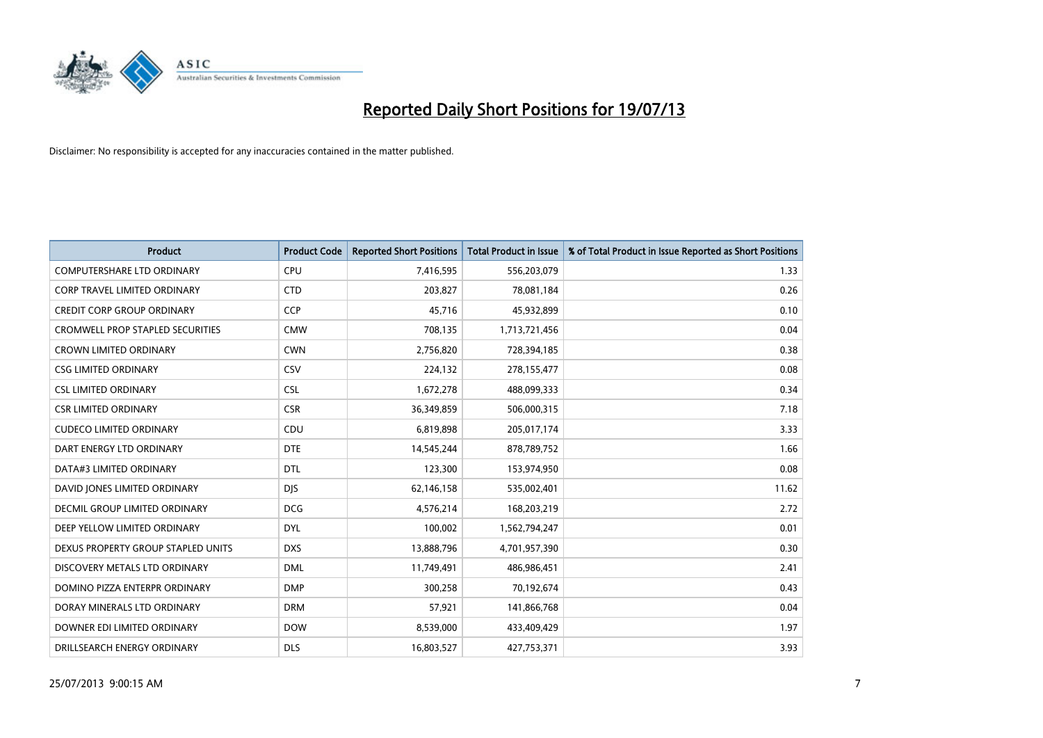# Reported Daily Short Positions for 19/07/13

Disclaimer: No responsibility is accepted for any inaccuracies contained in the matter published.

| Product | Product Code | Reported Short Positions | Total Product in Issue | % of Total Product in Issue Reported as Short Positions |
|---|---|---|---|---|
| COMPUTERSHARE LTD ORDINARY | CPU | 7,416,595 | 556,203,079 | 1.33 |
| CORP TRAVEL LIMITED ORDINARY | CTD | 203,827 | 78,081,184 | 0.26 |
| CREDIT CORP GROUP ORDINARY | CCP | 45,716 | 45,932,899 | 0.10 |
| CROMWELL PROP STAPLED SECURITIES | CMW | 708,135 | 1,713,721,456 | 0.04 |
| CROWN LIMITED ORDINARY | CWN | 2,756,820 | 728,394,185 | 0.38 |
| CSG LIMITED ORDINARY | CSV | 224,132 | 278,155,477 | 0.08 |
| CSL LIMITED ORDINARY | CSL | 1,672,278 | 488,099,333 | 0.34 |
| CSR LIMITED ORDINARY | CSR | 36,349,859 | 506,000,315 | 7.18 |
| CUDECO LIMITED ORDINARY | CDU | 6,819,898 | 205,017,174 | 3.33 |
| DART ENERGY LTD ORDINARY | DTE | 14,545,244 | 878,789,752 | 1.66 |
| DATA#3 LIMITED ORDINARY | DTL | 123,300 | 153,974,950 | 0.08 |
| DAVID JONES LIMITED ORDINARY | DJS | 62,146,158 | 535,002,401 | 11.62 |
| DECMIL GROUP LIMITED ORDINARY | DCG | 4,576,214 | 168,203,219 | 2.72 |
| DEEP YELLOW LIMITED ORDINARY | DYL | 100,002 | 1,562,794,247 | 0.01 |
| DEXUS PROPERTY GROUP STAPLED UNITS | DXS | 13,888,796 | 4,701,957,390 | 0.30 |
| DISCOVERY METALS LTD ORDINARY | DML | 11,749,491 | 486,986,451 | 2.41 |
| DOMINO PIZZA ENTERPR ORDINARY | DMP | 300,258 | 70,192,674 | 0.43 |
| DORAY MINERALS LTD ORDINARY | DRM | 57,921 | 141,866,768 | 0.04 |
| DOWNER EDI LIMITED ORDINARY | DOW | 8,539,000 | 433,409,429 | 1.97 |
| DRILLSEARCH ENERGY ORDINARY | DLS | 16,803,527 | 427,753,371 | 3.93 |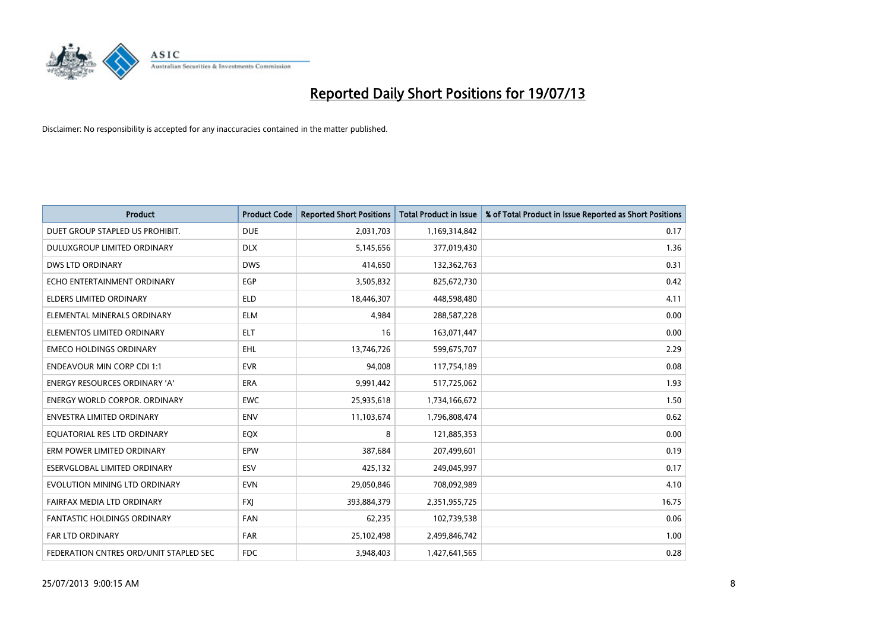# Reported Daily Short Positions for 19/07/13

Disclaimer: No responsibility is accepted for any inaccuracies contained in the matter published.

| Product | Product Code | Reported Short Positions | Total Product in Issue | % of Total Product in Issue Reported as Short Positions |
|---|---|---|---|---|
| DUET GROUP STAPLED US PROHIBIT. | DUE | 2,031,703 | 1,169,314,842 | 0.17 |
| DULUXGROUP LIMITED ORDINARY | DLX | 5,145,656 | 377,019,430 | 1.36 |
| DWS LTD ORDINARY | DWS | 414,650 | 132,362,763 | 0.31 |
| ECHO ENTERTAINMENT ORDINARY | EGP | 3,505,832 | 825,672,730 | 0.42 |
| ELDERS LIMITED ORDINARY | ELD | 18,446,307 | 448,598,480 | 4.11 |
| ELEMENTAL MINERALS ORDINARY | ELM | 4,984 | 288,587,228 | 0.00 |
| ELEMENTOS LIMITED ORDINARY | ELT | 16 | 163,071,447 | 0.00 |
| EMECO HOLDINGS ORDINARY | EHL | 13,746,726 | 599,675,707 | 2.29 |
| ENDEAVOUR MIN CORP CDI 1:1 | EVR | 94,008 | 117,754,189 | 0.08 |
| ENERGY RESOURCES ORDINARY 'A' | ERA | 9,991,442 | 517,725,062 | 1.93 |
| ENERGY WORLD CORPOR. ORDINARY | EWC | 25,935,618 | 1,734,166,672 | 1.50 |
| ENVESTRA LIMITED ORDINARY | ENV | 11,103,674 | 1,796,808,474 | 0.62 |
| EQUATORIAL RES LTD ORDINARY | EQX | 8 | 121,885,353 | 0.00 |
| ERM POWER LIMITED ORDINARY | EPW | 387,684 | 207,499,601 | 0.19 |
| ESERVGLOBAL LIMITED ORDINARY | ESV | 425,132 | 249,045,997 | 0.17 |
| EVOLUTION MINING LTD ORDINARY | EVN | 29,050,846 | 708,092,989 | 4.10 |
| FAIRFAX MEDIA LTD ORDINARY | FXJ | 393,884,379 | 2,351,955,725 | 16.75 |
| FANTASTIC HOLDINGS ORDINARY | FAN | 62,235 | 102,739,538 | 0.06 |
| FAR LTD ORDINARY | FAR | 25,102,498 | 2,499,846,742 | 1.00 |
| FEDERATION CNTRES ORD/UNIT STAPLED SEC | FDC | 3,948,403 | 1,427,641,565 | 0.28 |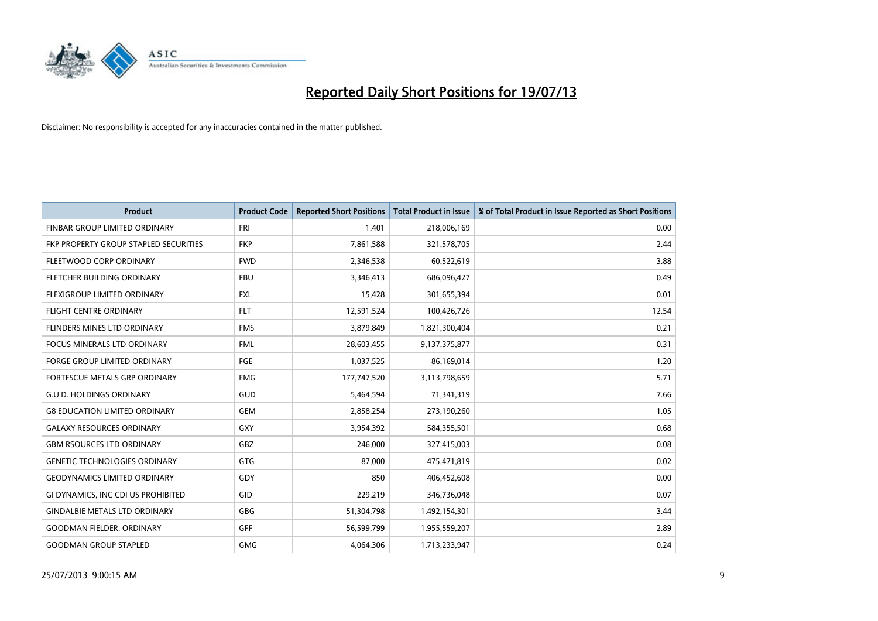# Reported Daily Short Positions for 19/07/13

Disclaimer: No responsibility is accepted for any inaccuracies contained in the matter published.

| Product | Product Code | Reported Short Positions | Total Product in Issue | % of Total Product in Issue Reported as Short Positions |
|---|---|---|---|---|
| FINBAR GROUP LIMITED ORDINARY | FRI | 1,401 | 218,006,169 | 0.00 |
| FKP PROPERTY GROUP STAPLED SECURITIES | FKP | 7,861,588 | 321,578,705 | 2.44 |
| FLEETWOOD CORP ORDINARY | FWD | 2,346,538 | 60,522,619 | 3.88 |
| FLETCHER BUILDING ORDINARY | FBU | 3,346,413 | 686,096,427 | 0.49 |
| FLEXIGROUP LIMITED ORDINARY | FXL | 15,428 | 301,655,394 | 0.01 |
| FLIGHT CENTRE ORDINARY | FLT | 12,591,524 | 100,426,726 | 12.54 |
| FLINDERS MINES LTD ORDINARY | FMS | 3,879,849 | 1,821,300,404 | 0.21 |
| FOCUS MINERALS LTD ORDINARY | FML | 28,603,455 | 9,137,375,877 | 0.31 |
| FORGE GROUP LIMITED ORDINARY | FGE | 1,037,525 | 86,169,014 | 1.20 |
| FORTESCUE METALS GRP ORDINARY | FMG | 177,747,520 | 3,113,798,659 | 5.71 |
| G.U.D. HOLDINGS ORDINARY | GUD | 5,464,594 | 71,341,319 | 7.66 |
| G8 EDUCATION LIMITED ORDINARY | GEM | 2,858,254 | 273,190,260 | 1.05 |
| GALAXY RESOURCES ORDINARY | GXY | 3,954,392 | 584,355,501 | 0.68 |
| GBM RSOURCES LTD ORDINARY | GBZ | 246,000 | 327,415,003 | 0.08 |
| GENETIC TECHNOLOGIES ORDINARY | GTG | 87,000 | 475,471,819 | 0.02 |
| GEODYNAMICS LIMITED ORDINARY | GDY | 850 | 406,452,608 | 0.00 |
| GI DYNAMICS, INC CDI US PROHIBITED | GID | 229,219 | 346,736,048 | 0.07 |
| GINDALBIE METALS LTD ORDINARY | GBG | 51,304,798 | 1,492,154,301 | 3.44 |
| GOODMAN FIELDER. ORDINARY | GFF | 56,599,799 | 1,955,559,207 | 2.89 |
| GOODMAN GROUP STAPLED | GMG | 4,064,306 | 1,713,233,947 | 0.24 |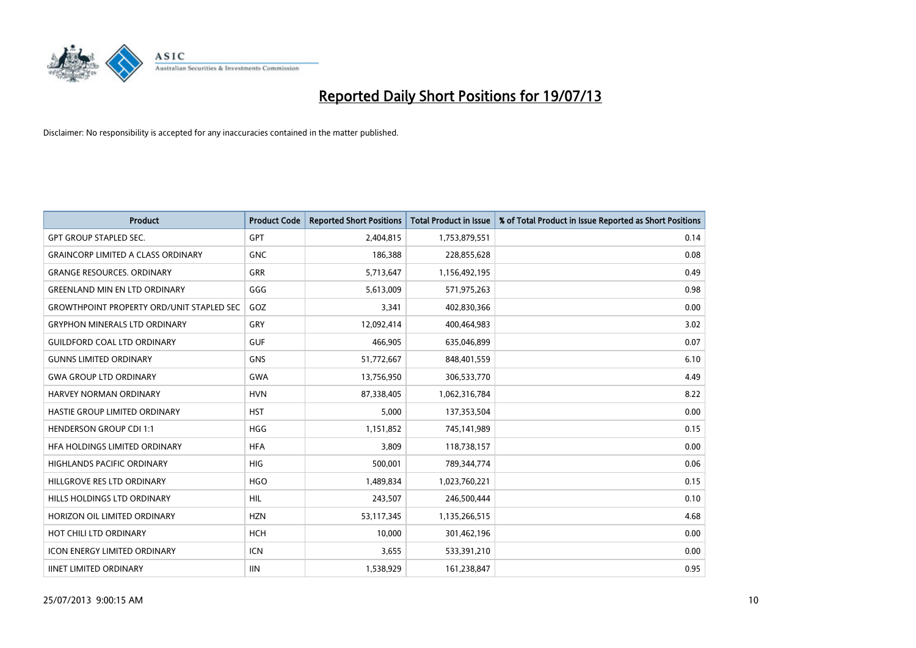# Reported Daily Short Positions for 19/07/13

Disclaimer: No responsibility is accepted for any inaccuracies contained in the matter published.

| Product | Product Code | Reported Short Positions | Total Product in Issue | % of Total Product in Issue Reported as Short Positions |
| --- | --- | --- | --- | --- |
| GPT GROUP STAPLED SEC. | GPT | 2,404,815 | 1,753,879,551 | 0.14 |
| GRAINCORP LIMITED A CLASS ORDINARY | GNC | 186,388 | 228,855,628 | 0.08 |
| GRANGE RESOURCES. ORDINARY | GRR | 5,713,647 | 1,156,492,195 | 0.49 |
| GREENLAND MIN EN LTD ORDINARY | GGG | 5,613,009 | 571,975,263 | 0.98 |
| GROWTHPOINT PROPERTY ORD/UNIT STAPLED SEC | GOZ | 3,341 | 402,830,366 | 0.00 |
| GRYPHON MINERALS LTD ORDINARY | GRY | 12,092,414 | 400,464,983 | 3.02 |
| GUILDFORD COAL LTD ORDINARY | GUF | 466,905 | 635,046,899 | 0.07 |
| GUNNS LIMITED ORDINARY | GNS | 51,772,667 | 848,401,559 | 6.10 |
| GWA GROUP LTD ORDINARY | GWA | 13,756,950 | 306,533,770 | 4.49 |
| HARVEY NORMAN ORDINARY | HVN | 87,338,405 | 1,062,316,784 | 8.22 |
| HASTIE GROUP LIMITED ORDINARY | HST | 5,000 | 137,353,504 | 0.00 |
| HENDERSON GROUP CDI 1:1 | HGG | 1,151,852 | 745,141,989 | 0.15 |
| HFA HOLDINGS LIMITED ORDINARY | HFA | 3,809 | 118,738,157 | 0.00 |
| HIGHLANDS PACIFIC ORDINARY | HIG | 500,001 | 789,344,774 | 0.06 |
| HILLGROVE RES LTD ORDINARY | HGO | 1,489,834 | 1,023,760,221 | 0.15 |
| HILLS HOLDINGS LTD ORDINARY | HIL | 243,507 | 246,500,444 | 0.10 |
| HORIZON OIL LIMITED ORDINARY | HZN | 53,117,345 | 1,135,266,515 | 4.68 |
| HOT CHILI LTD ORDINARY | HCH | 10,000 | 301,462,196 | 0.00 |
| ICON ENERGY LIMITED ORDINARY | ICN | 3,655 | 533,391,210 | 0.00 |
| IINET LIMITED ORDINARY | IIN | 1,538,929 | 161,238,847 | 0.95 |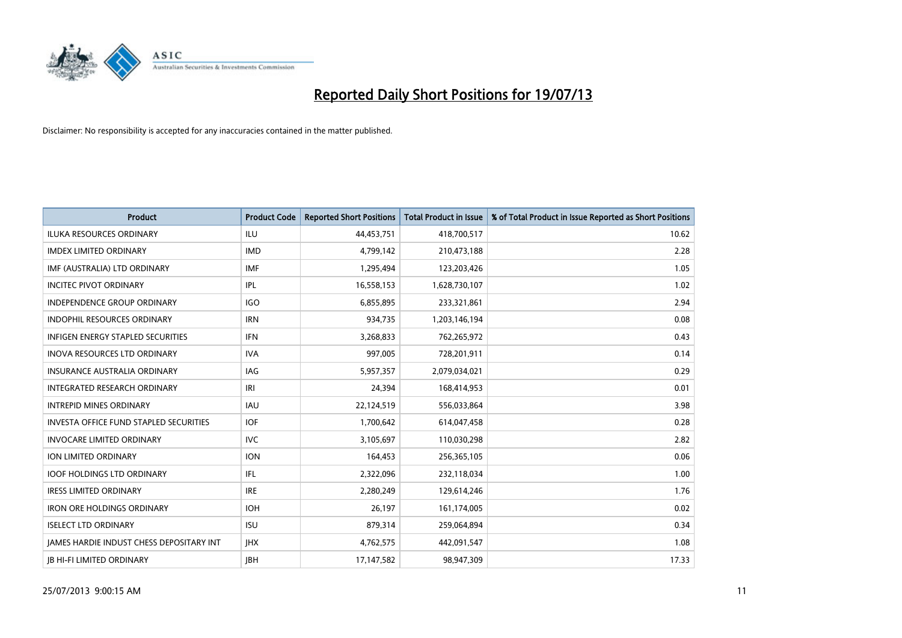# Reported Daily Short Positions for 19/07/13

Disclaimer: No responsibility is accepted for any inaccuracies contained in the matter published.

| Product | Product Code | Reported Short Positions | Total Product in Issue | % of Total Product in Issue Reported as Short Positions |
|---|---|---|---|---|
| ILUKA RESOURCES ORDINARY | ILU | 44,453,751 | 418,700,517 | 10.62 |
| IMDEX LIMITED ORDINARY | IMD | 4,799,142 | 210,473,188 | 2.28 |
| IMF (AUSTRALIA) LTD ORDINARY | IMF | 1,295,494 | 123,203,426 | 1.05 |
| INCITEC PIVOT ORDINARY | IPL | 16,558,153 | 1,628,730,107 | 1.02 |
| INDEPENDENCE GROUP ORDINARY | IGO | 6,855,895 | 233,321,861 | 2.94 |
| INDOPHIL RESOURCES ORDINARY | IRN | 934,735 | 1,203,146,194 | 0.08 |
| INFIGEN ENERGY STAPLED SECURITIES | IFN | 3,268,833 | 762,265,972 | 0.43 |
| INOVA RESOURCES LTD ORDINARY | IVA | 997,005 | 728,201,911 | 0.14 |
| INSURANCE AUSTRALIA ORDINARY | IAG | 5,957,357 | 2,079,034,021 | 0.29 |
| INTEGRATED RESEARCH ORDINARY | IRI | 24,394 | 168,414,953 | 0.01 |
| INTREPID MINES ORDINARY | IAU | 22,124,519 | 556,033,864 | 3.98 |
| INVESTA OFFICE FUND STAPLED SECURITIES | IOF | 1,700,642 | 614,047,458 | 0.28 |
| INVOCARE LIMITED ORDINARY | IVC | 3,105,697 | 110,030,298 | 2.82 |
| ION LIMITED ORDINARY | ION | 164,453 | 256,365,105 | 0.06 |
| IOOF HOLDINGS LTD ORDINARY | IFL | 2,322,096 | 232,118,034 | 1.00 |
| IRESS LIMITED ORDINARY | IRE | 2,280,249 | 129,614,246 | 1.76 |
| IRON ORE HOLDINGS ORDINARY | IOH | 26,197 | 161,174,005 | 0.02 |
| ISELECT LTD ORDINARY | ISU | 879,314 | 259,064,894 | 0.34 |
| JAMES HARDIE INDUST CHESS DEPOSITARY INT | JHX | 4,762,575 | 442,091,547 | 1.08 |
| JB HI-FI LIMITED ORDINARY | JBH | 17,147,582 | 98,947,309 | 17.33 |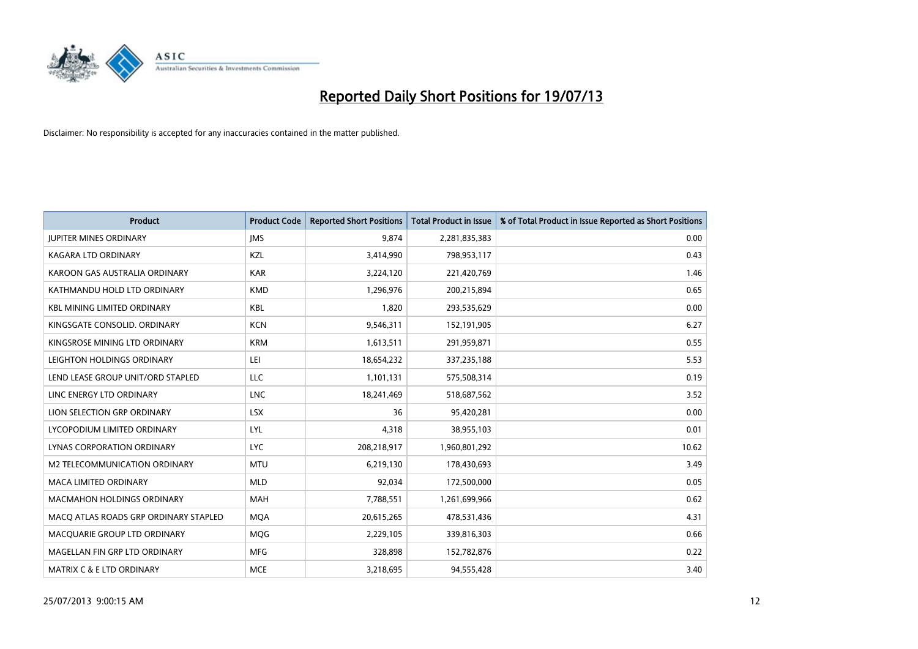# Reported Daily Short Positions for 19/07/13

Disclaimer: No responsibility is accepted for any inaccuracies contained in the matter published.

| Product | Product Code | Reported Short Positions | Total Product in Issue | % of Total Product in Issue Reported as Short Positions |
|---|---|---|---|---|
| JUPITER MINES ORDINARY | JMS | 9,874 | 2,281,835,383 | 0.00 |
| KAGARA LTD ORDINARY | KZL | 3,414,990 | 798,953,117 | 0.43 |
| KAROON GAS AUSTRALIA ORDINARY | KAR | 3,224,120 | 221,420,769 | 1.46 |
| KATHMANDU HOLD LTD ORDINARY | KMD | 1,296,976 | 200,215,894 | 0.65 |
| KBL MINING LIMITED ORDINARY | KBL | 1,820 | 293,535,629 | 0.00 |
| KINGSGATE CONSOLID. ORDINARY | KCN | 9,546,311 | 152,191,905 | 6.27 |
| KINGSROSE MINING LTD ORDINARY | KRM | 1,613,511 | 291,959,871 | 0.55 |
| LEIGHTON HOLDINGS ORDINARY | LEI | 18,654,232 | 337,235,188 | 5.53 |
| LEND LEASE GROUP UNIT/ORD STAPLED | LLC | 1,101,131 | 575,508,314 | 0.19 |
| LINC ENERGY LTD ORDINARY | LNC | 18,241,469 | 518,687,562 | 3.52 |
| LION SELECTION GRP ORDINARY | LSX | 36 | 95,420,281 | 0.00 |
| LYCOPODIUM LIMITED ORDINARY | LYL | 4,318 | 38,955,103 | 0.01 |
| LYNAS CORPORATION ORDINARY | LYC | 208,218,917 | 1,960,801,292 | 10.62 |
| M2 TELECOMMUNICATION ORDINARY | MTU | 6,219,130 | 178,430,693 | 3.49 |
| MACA LIMITED ORDINARY | MLD | 92,034 | 172,500,000 | 0.05 |
| MACMAHON HOLDINGS ORDINARY | MAH | 7,788,551 | 1,261,699,966 | 0.62 |
| MACQ ATLAS ROADS GRP ORDINARY STAPLED | MQA | 20,615,265 | 478,531,436 | 4.31 |
| MACQUARIE GROUP LTD ORDINARY | MQG | 2,229,105 | 339,816,303 | 0.66 |
| MAGELLAN FIN GRP LTD ORDINARY | MFG | 328,898 | 152,782,876 | 0.22 |
| MATRIX C & E LTD ORDINARY | MCE | 3,218,695 | 94,555,428 | 3.40 |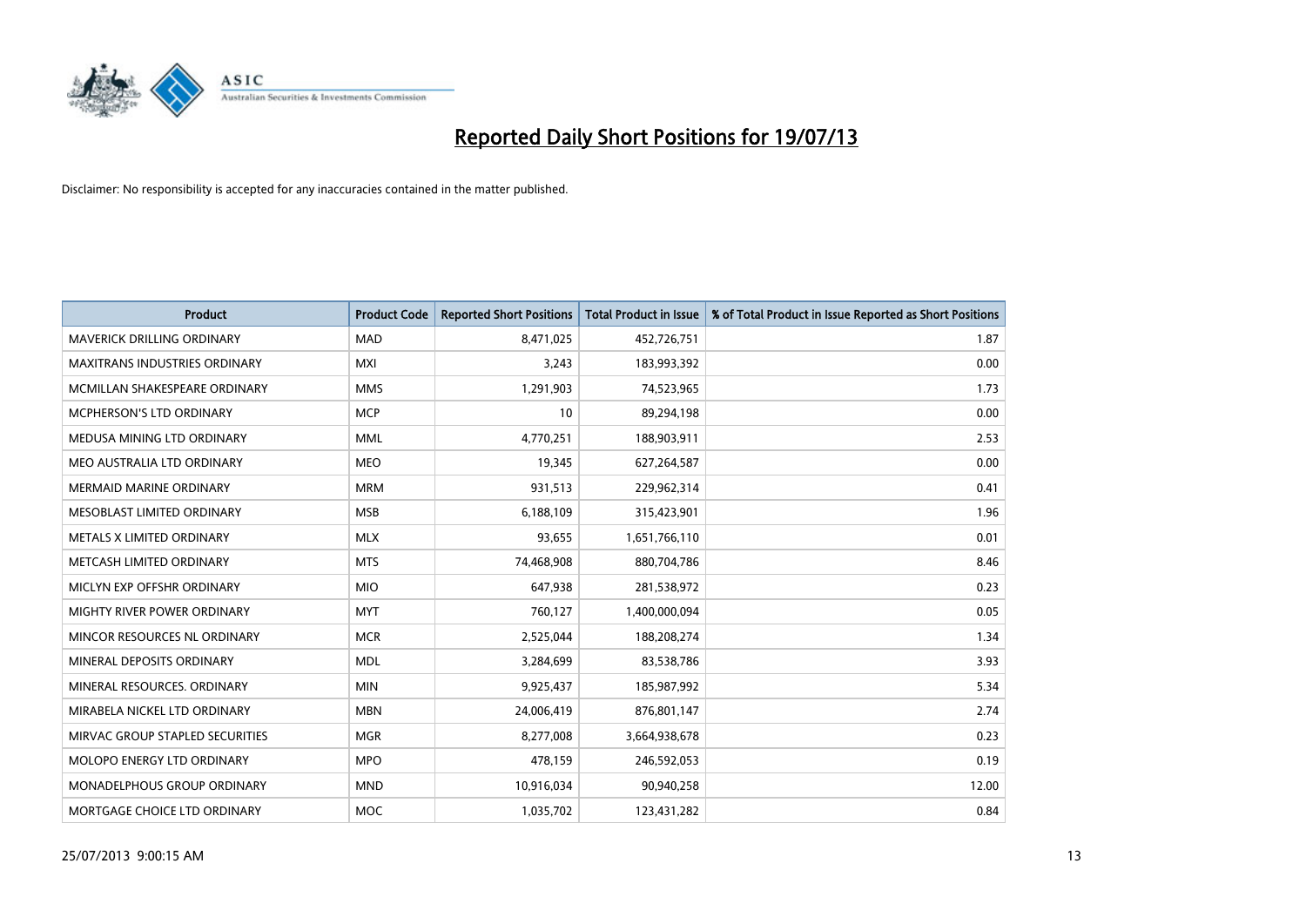# Reported Daily Short Positions for 19/07/13

Disclaimer: No responsibility is accepted for any inaccuracies contained in the matter published.

| Product | Product Code | Reported Short Positions | Total Product in Issue | % of Total Product in Issue Reported as Short Positions |
|---|---|---|---|---|
| MAVERICK DRILLING ORDINARY | MAD | 8,471,025 | 452,726,751 | 1.87 |
| MAXITRANS INDUSTRIES ORDINARY | MXI | 3,243 | 183,993,392 | 0.00 |
| MCMILLAN SHAKESPEARE ORDINARY | MMS | 1,291,903 | 74,523,965 | 1.73 |
| MCPHERSON'S LTD ORDINARY | MCP | 10 | 89,294,198 | 0.00 |
| MEDUSA MINING LTD ORDINARY | MML | 4,770,251 | 188,903,911 | 2.53 |
| MEO AUSTRALIA LTD ORDINARY | MEO | 19,345 | 627,264,587 | 0.00 |
| MERMAID MARINE ORDINARY | MRM | 931,513 | 229,962,314 | 0.41 |
| MESOBLAST LIMITED ORDINARY | MSB | 6,188,109 | 315,423,901 | 1.96 |
| METALS X LIMITED ORDINARY | MLX | 93,655 | 1,651,766,110 | 0.01 |
| METCASH LIMITED ORDINARY | MTS | 74,468,908 | 880,704,786 | 8.46 |
| MICLYN EXP OFFSHR ORDINARY | MIO | 647,938 | 281,538,972 | 0.23 |
| MIGHTY RIVER POWER ORDINARY | MYT | 760,127 | 1,400,000,094 | 0.05 |
| MINCOR RESOURCES NL ORDINARY | MCR | 2,525,044 | 188,208,274 | 1.34 |
| MINERAL DEPOSITS ORDINARY | MDL | 3,284,699 | 83,538,786 | 3.93 |
| MINERAL RESOURCES. ORDINARY | MIN | 9,925,437 | 185,987,992 | 5.34 |
| MIRABELA NICKEL LTD ORDINARY | MBN | 24,006,419 | 876,801,147 | 2.74 |
| MIRVAC GROUP STAPLED SECURITIES | MGR | 8,277,008 | 3,664,938,678 | 0.23 |
| MOLOPO ENERGY LTD ORDINARY | MPO | 478,159 | 246,592,053 | 0.19 |
| MONADELPHOUS GROUP ORDINARY | MND | 10,916,034 | 90,940,258 | 12.00 |
| MORTGAGE CHOICE LTD ORDINARY | MOC | 1,035,702 | 123,431,282 | 0.84 |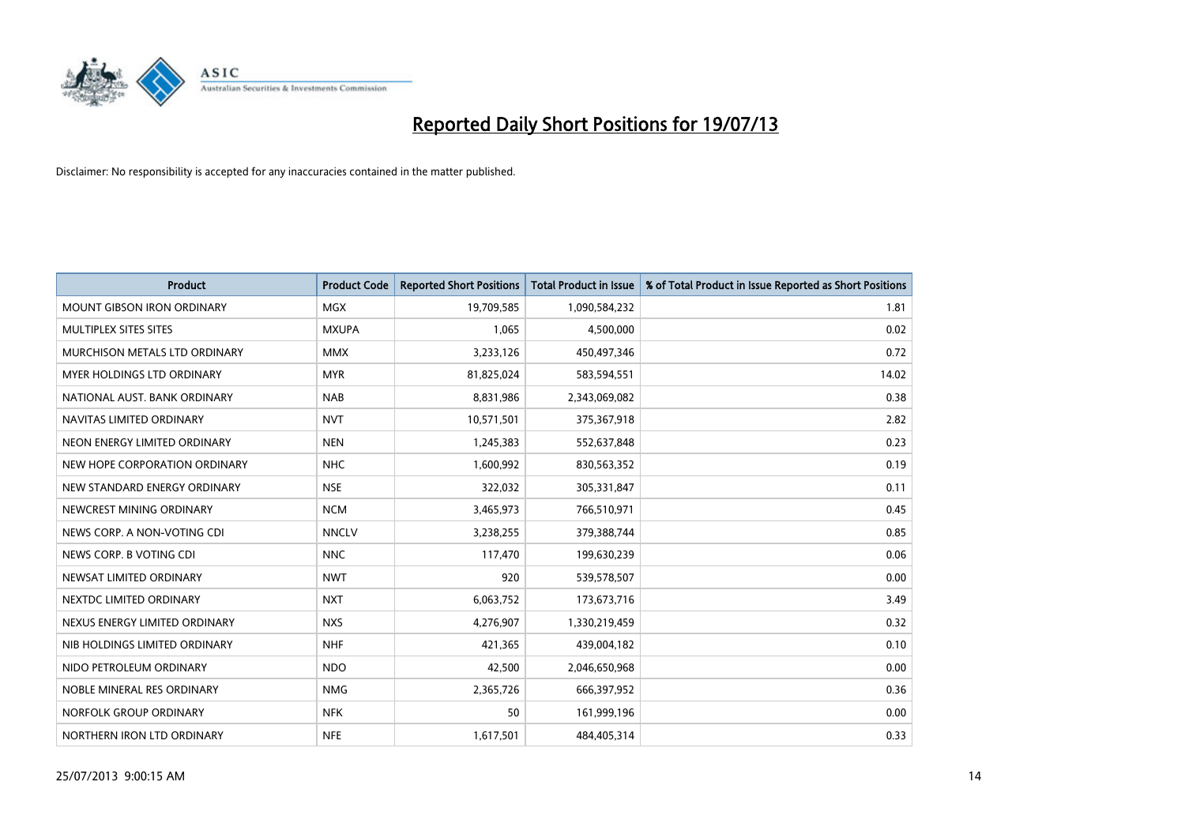# Reported Daily Short Positions for 19/07/13

Disclaimer: No responsibility is accepted for any inaccuracies contained in the matter published.

| Product | Product Code | Reported Short Positions | Total Product in Issue | % of Total Product in Issue Reported as Short Positions |
|---|---|---|---|---|
| MOUNT GIBSON IRON ORDINARY | MGX | 19,709,585 | 1,090,584,232 | 1.81 |
| MULTIPLEX SITES SITES | MXUPA | 1,065 | 4,500,000 | 0.02 |
| MURCHISON METALS LTD ORDINARY | MMX | 3,233,126 | 450,497,346 | 0.72 |
| MYER HOLDINGS LTD ORDINARY | MYR | 81,825,024 | 583,594,551 | 14.02 |
| NATIONAL AUST. BANK ORDINARY | NAB | 8,831,986 | 2,343,069,082 | 0.38 |
| NAVITAS LIMITED ORDINARY | NVT | 10,571,501 | 375,367,918 | 2.82 |
| NEON ENERGY LIMITED ORDINARY | NEN | 1,245,383 | 552,637,848 | 0.23 |
| NEW HOPE CORPORATION ORDINARY | NHC | 1,600,992 | 830,563,352 | 0.19 |
| NEW STANDARD ENERGY ORDINARY | NSE | 322,032 | 305,331,847 | 0.11 |
| NEWCREST MINING ORDINARY | NCM | 3,465,973 | 766,510,971 | 0.45 |
| NEWS CORP. A NON-VOTING CDI | NNCLV | 3,238,255 | 379,388,744 | 0.85 |
| NEWS CORP. B VOTING CDI | NNC | 117,470 | 199,630,239 | 0.06 |
| NEWSAT LIMITED ORDINARY | NWT | 920 | 539,578,507 | 0.00 |
| NEXTDC LIMITED ORDINARY | NXT | 6,063,752 | 173,673,716 | 3.49 |
| NEXUS ENERGY LIMITED ORDINARY | NXS | 4,276,907 | 1,330,219,459 | 0.32 |
| NIB HOLDINGS LIMITED ORDINARY | NHF | 421,365 | 439,004,182 | 0.10 |
| NIDO PETROLEUM ORDINARY | NDO | 42,500 | 2,046,650,968 | 0.00 |
| NOBLE MINERAL RES ORDINARY | NMG | 2,365,726 | 666,397,952 | 0.36 |
| NORFOLK GROUP ORDINARY | NFK | 50 | 161,999,196 | 0.00 |
| NORTHERN IRON LTD ORDINARY | NFE | 1,617,501 | 484,405,314 | 0.33 |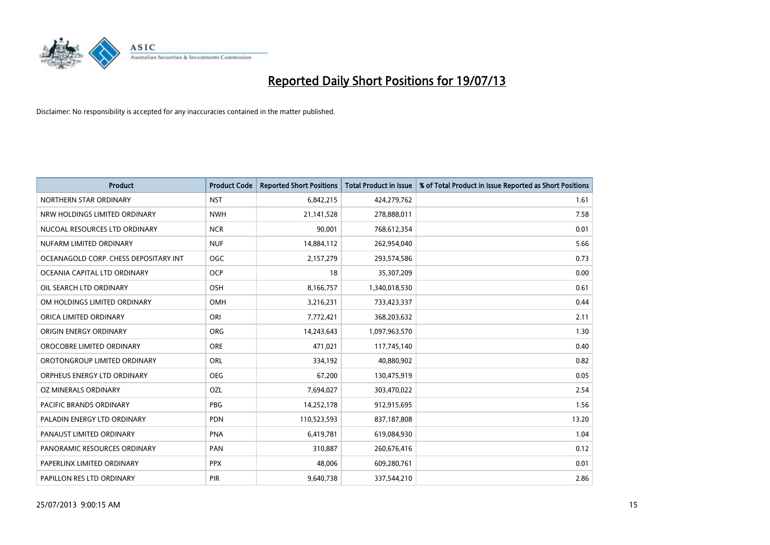# Reported Daily Short Positions for 19/07/13

Disclaimer: No responsibility is accepted for any inaccuracies contained in the matter published.

| Product | Product Code | Reported Short Positions | Total Product in Issue | % of Total Product in Issue Reported as Short Positions |
|---|---|---|---|---|
| NORTHERN STAR ORDINARY | NST | 6,842,215 | 424,279,762 | 1.61 |
| NRW HOLDINGS LIMITED ORDINARY | NWH | 21,141,528 | 278,888,011 | 7.58 |
| NUCOAL RESOURCES LTD ORDINARY | NCR | 90,001 | 768,612,354 | 0.01 |
| NUFARM LIMITED ORDINARY | NUF | 14,884,112 | 262,954,040 | 5.66 |
| OCEANAGOLD CORP. CHESS DEPOSITARY INT | OGC | 2,157,279 | 293,574,586 | 0.73 |
| OCEANIA CAPITAL LTD ORDINARY | OCP | 18 | 35,307,209 | 0.00 |
| OIL SEARCH LTD ORDINARY | OSH | 8,166,757 | 1,340,018,530 | 0.61 |
| OM HOLDINGS LIMITED ORDINARY | OMH | 3,216,231 | 733,423,337 | 0.44 |
| ORICA LIMITED ORDINARY | ORI | 7,772,421 | 368,203,632 | 2.11 |
| ORIGIN ENERGY ORDINARY | ORG | 14,243,643 | 1,097,963,570 | 1.30 |
| OROCOBRE LIMITED ORDINARY | ORE | 471,021 | 117,745,140 | 0.40 |
| OROTONGROUP LIMITED ORDINARY | ORL | 334,192 | 40,880,902 | 0.82 |
| ORPHEUS ENERGY LTD ORDINARY | OEG | 67,200 | 130,475,919 | 0.05 |
| OZ MINERALS ORDINARY | OZL | 7,694,027 | 303,470,022 | 2.54 |
| PACIFIC BRANDS ORDINARY | PBG | 14,252,178 | 912,915,695 | 1.56 |
| PALADIN ENERGY LTD ORDINARY | PDN | 110,523,593 | 837,187,808 | 13.20 |
| PANAUST LIMITED ORDINARY | PNA | 6,419,781 | 619,084,930 | 1.04 |
| PANORAMIC RESOURCES ORDINARY | PAN | 310,887 | 260,676,416 | 0.12 |
| PAPERLINX LIMITED ORDINARY | PPX | 48,006 | 609,280,761 | 0.01 |
| PAPILLON RES LTD ORDINARY | PIR | 9,640,738 | 337,544,210 | 2.86 |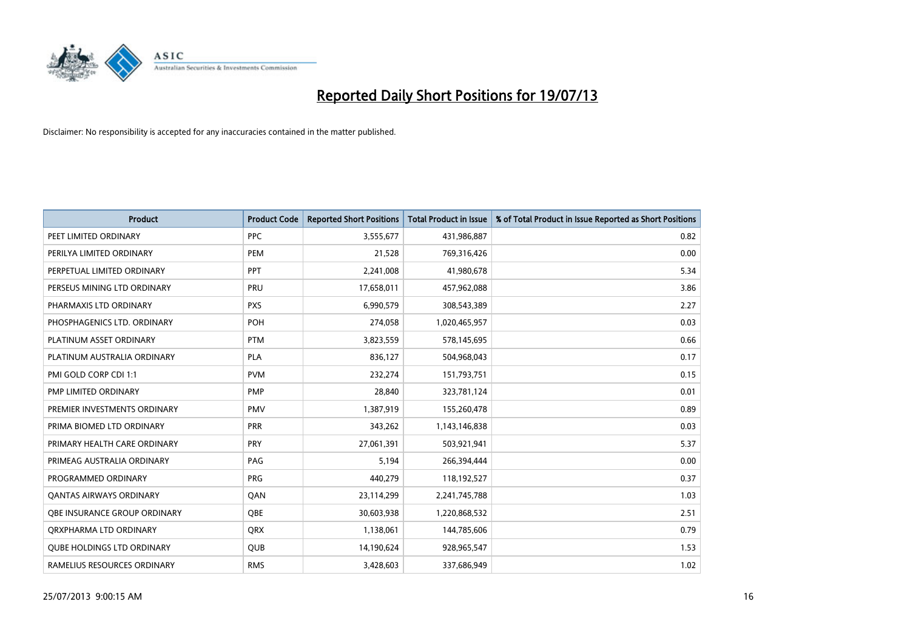# Reported Daily Short Positions for 19/07/13

Disclaimer: No responsibility is accepted for any inaccuracies contained in the matter published.

| Product | Product Code | Reported Short Positions | Total Product in Issue | % of Total Product in Issue Reported as Short Positions |
|---|---|---|---|---|
| PEET LIMITED ORDINARY | PPC | 3,555,677 | 431,986,887 | 0.82 |
| PERILYA LIMITED ORDINARY | PEM | 21,528 | 769,316,426 | 0.00 |
| PERPETUAL LIMITED ORDINARY | PPT | 2,241,008 | 41,980,678 | 5.34 |
| PERSEUS MINING LTD ORDINARY | PRU | 17,658,011 | 457,962,088 | 3.86 |
| PHARMAXIS LTD ORDINARY | PXS | 6,990,579 | 308,543,389 | 2.27 |
| PHOSPHAGENICS LTD. ORDINARY | POH | 274,058 | 1,020,465,957 | 0.03 |
| PLATINUM ASSET ORDINARY | PTM | 3,823,559 | 578,145,695 | 0.66 |
| PLATINUM AUSTRALIA ORDINARY | PLA | 836,127 | 504,968,043 | 0.17 |
| PMI GOLD CORP CDI 1:1 | PVM | 232,274 | 151,793,751 | 0.15 |
| PMP LIMITED ORDINARY | PMP | 28,840 | 323,781,124 | 0.01 |
| PREMIER INVESTMENTS ORDINARY | PMV | 1,387,919 | 155,260,478 | 0.89 |
| PRIMA BIOMED LTD ORDINARY | PRR | 343,262 | 1,143,146,838 | 0.03 |
| PRIMARY HEALTH CARE ORDINARY | PRY | 27,061,391 | 503,921,941 | 5.37 |
| PRIMEAG AUSTRALIA ORDINARY | PAG | 5,194 | 266,394,444 | 0.00 |
| PROGRAMMED ORDINARY | PRG | 440,279 | 118,192,527 | 0.37 |
| QANTAS AIRWAYS ORDINARY | QAN | 23,114,299 | 2,241,745,788 | 1.03 |
| QBE INSURANCE GROUP ORDINARY | QBE | 30,603,938 | 1,220,868,532 | 2.51 |
| QRXPHARMA LTD ORDINARY | QRX | 1,138,061 | 144,785,606 | 0.79 |
| QUBE HOLDINGS LTD ORDINARY | QUB | 14,190,624 | 928,965,547 | 1.53 |
| RAMELIUS RESOURCES ORDINARY | RMS | 3,428,603 | 337,686,949 | 1.02 |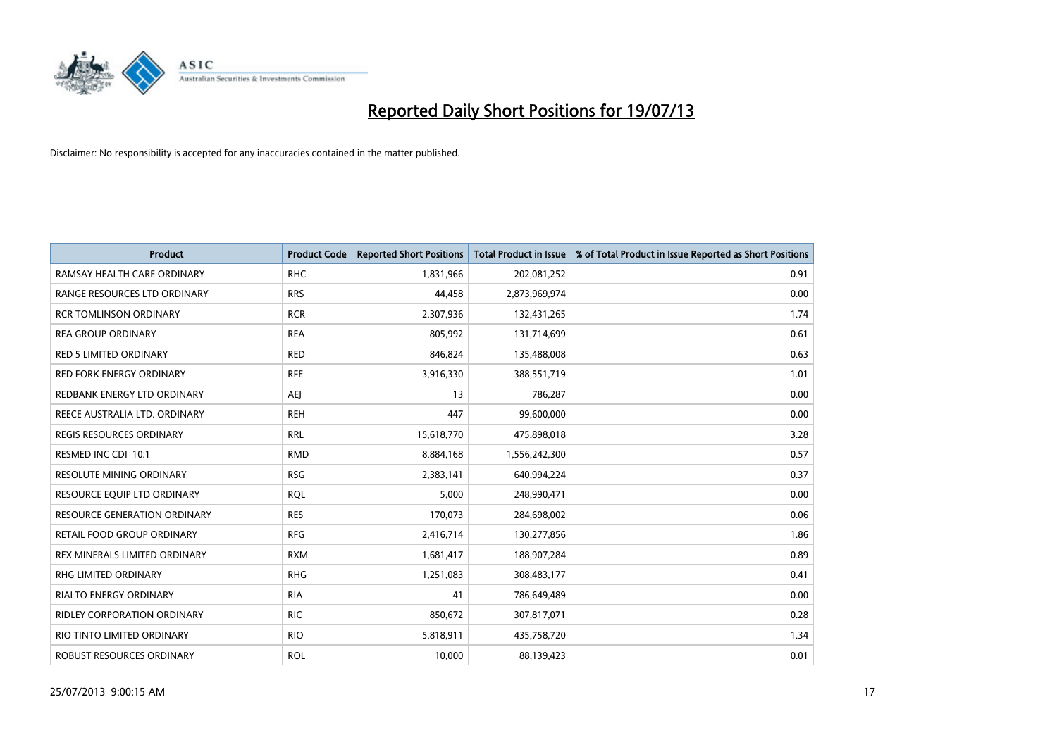# Reported Daily Short Positions for 19/07/13

Disclaimer: No responsibility is accepted for any inaccuracies contained in the matter published.

| Product | Product Code | Reported Short Positions | Total Product in Issue | % of Total Product in Issue Reported as Short Positions |
|---|---|---|---|---|
| RAMSAY HEALTH CARE ORDINARY | RHC | 1,831,966 | 202,081,252 | 0.91 |
| RANGE RESOURCES LTD ORDINARY | RRS | 44,458 | 2,873,969,974 | 0.00 |
| RCR TOMLINSON ORDINARY | RCR | 2,307,936 | 132,431,265 | 1.74 |
| REA GROUP ORDINARY | REA | 805,992 | 131,714,699 | 0.61 |
| RED 5 LIMITED ORDINARY | RED | 846,824 | 135,488,008 | 0.63 |
| RED FORK ENERGY ORDINARY | RFE | 3,916,330 | 388,551,719 | 1.01 |
| REDBANK ENERGY LTD ORDINARY | AEJ | 13 | 786,287 | 0.00 |
| REECE AUSTRALIA LTD. ORDINARY | REH | 447 | 99,600,000 | 0.00 |
| REGIS RESOURCES ORDINARY | RRL | 15,618,770 | 475,898,018 | 3.28 |
| RESMED INC CDI 10:1 | RMD | 8,884,168 | 1,556,242,300 | 0.57 |
| RESOLUTE MINING ORDINARY | RSG | 2,383,141 | 640,994,224 | 0.37 |
| RESOURCE EQUIP LTD ORDINARY | RQL | 5,000 | 248,990,471 | 0.00 |
| RESOURCE GENERATION ORDINARY | RES | 170,073 | 284,698,002 | 0.06 |
| RETAIL FOOD GROUP ORDINARY | RFG | 2,416,714 | 130,277,856 | 1.86 |
| REX MINERALS LIMITED ORDINARY | RXM | 1,681,417 | 188,907,284 | 0.89 |
| RHG LIMITED ORDINARY | RHG | 1,251,083 | 308,483,177 | 0.41 |
| RIALTO ENERGY ORDINARY | RIA | 41 | 786,649,489 | 0.00 |
| RIDLEY CORPORATION ORDINARY | RIC | 850,672 | 307,817,071 | 0.28 |
| RIO TINTO LIMITED ORDINARY | RIO | 5,818,911 | 435,758,720 | 1.34 |
| ROBUST RESOURCES ORDINARY | ROL | 10,000 | 88,139,423 | 0.01 |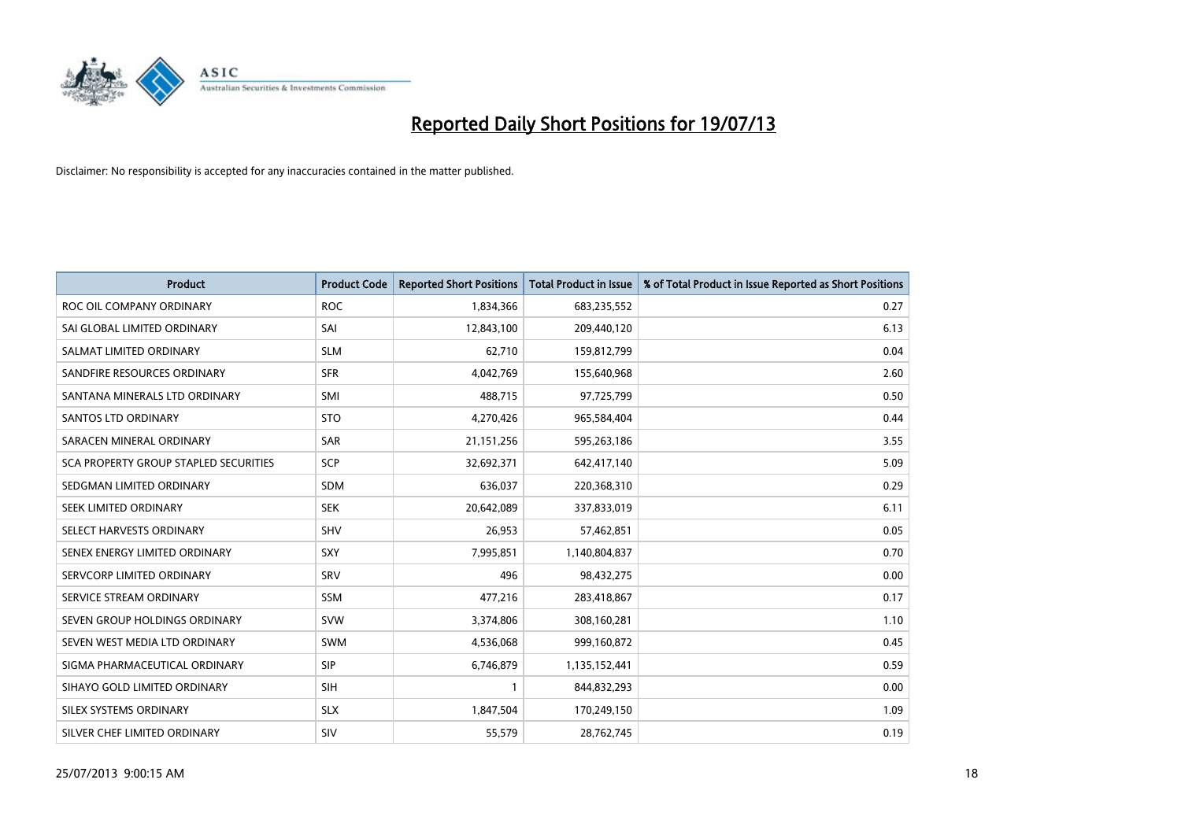# Reported Daily Short Positions for 19/07/13

Disclaimer: No responsibility is accepted for any inaccuracies contained in the matter published.

| Product | Product Code | Reported Short Positions | Total Product in Issue | % of Total Product in Issue Reported as Short Positions |
|---|---|---|---|---|
| ROC OIL COMPANY ORDINARY | ROC | 1,834,366 | 683,235,552 | 0.27 |
| SAI GLOBAL LIMITED ORDINARY | SAI | 12,843,100 | 209,440,120 | 6.13 |
| SALMAT LIMITED ORDINARY | SLM | 62,710 | 159,812,799 | 0.04 |
| SANDFIRE RESOURCES ORDINARY | SFR | 4,042,769 | 155,640,968 | 2.60 |
| SANTANA MINERALS LTD ORDINARY | SMI | 488,715 | 97,725,799 | 0.50 |
| SANTOS LTD ORDINARY | STO | 4,270,426 | 965,584,404 | 0.44 |
| SARACEN MINERAL ORDINARY | SAR | 21,151,256 | 595,263,186 | 3.55 |
| SCA PROPERTY GROUP STAPLED SECURITIES | SCP | 32,692,371 | 642,417,140 | 5.09 |
| SEDGMAN LIMITED ORDINARY | SDM | 636,037 | 220,368,310 | 0.29 |
| SEEK LIMITED ORDINARY | SEK | 20,642,089 | 337,833,019 | 6.11 |
| SELECT HARVESTS ORDINARY | SHV | 26,953 | 57,462,851 | 0.05 |
| SENEX ENERGY LIMITED ORDINARY | SXY | 7,995,851 | 1,140,804,837 | 0.70 |
| SERVCORP LIMITED ORDINARY | SRV | 496 | 98,432,275 | 0.00 |
| SERVICE STREAM ORDINARY | SSM | 477,216 | 283,418,867 | 0.17 |
| SEVEN GROUP HOLDINGS ORDINARY | SVW | 3,374,806 | 308,160,281 | 1.10 |
| SEVEN WEST MEDIA LTD ORDINARY | SWM | 4,536,068 | 999,160,872 | 0.45 |
| SIGMA PHARMACEUTICAL ORDINARY | SIP | 6,746,879 | 1,135,152,441 | 0.59 |
| SIHAYO GOLD LIMITED ORDINARY | SIH | 1 | 844,832,293 | 0.00 |
| SILEX SYSTEMS ORDINARY | SLX | 1,847,504 | 170,249,150 | 1.09 |
| SILVER CHEF LIMITED ORDINARY | SIV | 55,579 | 28,762,745 | 0.19 |

25/07/2013 9:00:15 AM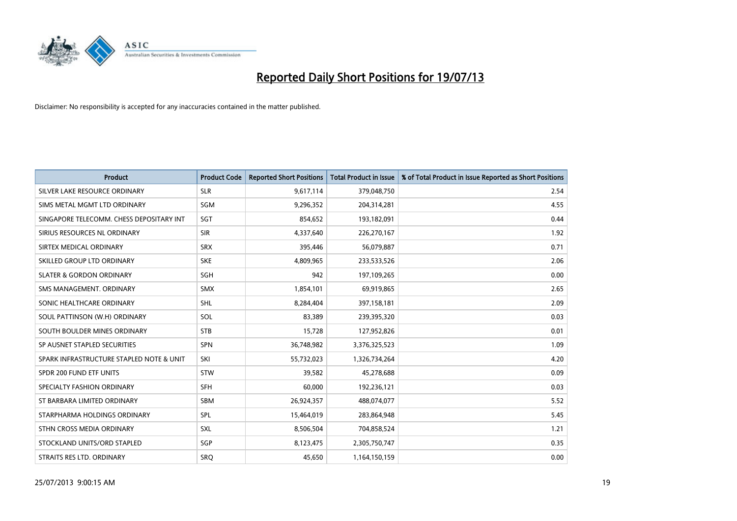# Reported Daily Short Positions for 19/07/13

Disclaimer: No responsibility is accepted for any inaccuracies contained in the matter published.

| Product | Product Code | Reported Short Positions | Total Product in Issue | % of Total Product in Issue Reported as Short Positions |
|---|---|---|---|---|
| SILVER LAKE RESOURCE ORDINARY | SLR | 9,617,114 | 379,048,750 | 2.54 |
| SIMS METAL MGMT LTD ORDINARY | SGM | 9,296,352 | 204,314,281 | 4.55 |
| SINGAPORE TELECOMM. CHESS DEPOSITARY INT | SGT | 854,652 | 193,182,091 | 0.44 |
| SIRIUS RESOURCES NL ORDINARY | SIR | 4,337,640 | 226,270,167 | 1.92 |
| SIRTEX MEDICAL ORDINARY | SRX | 395,446 | 56,079,887 | 0.71 |
| SKILLED GROUP LTD ORDINARY | SKE | 4,809,965 | 233,533,526 | 2.06 |
| SLATER & GORDON ORDINARY | SGH | 942 | 197,109,265 | 0.00 |
| SMS MANAGEMENT. ORDINARY | SMX | 1,854,101 | 69,919,865 | 2.65 |
| SONIC HEALTHCARE ORDINARY | SHL | 8,284,404 | 397,158,181 | 2.09 |
| SOUL PATTINSON (W.H) ORDINARY | SOL | 83,389 | 239,395,320 | 0.03 |
| SOUTH BOULDER MINES ORDINARY | STB | 15,728 | 127,952,826 | 0.01 |
| SP AUSNET STAPLED SECURITIES | SPN | 36,748,982 | 3,376,325,523 | 1.09 |
| SPARK INFRASTRUCTURE STAPLED NOTE & UNIT | SKI | 55,732,023 | 1,326,734,264 | 4.20 |
| SPDR 200 FUND ETF UNITS | STW | 39,582 | 45,278,688 | 0.09 |
| SPECIALTY FASHION ORDINARY | SFH | 60,000 | 192,236,121 | 0.03 |
| ST BARBARA LIMITED ORDINARY | SBM | 26,924,357 | 488,074,077 | 5.52 |
| STARPHARMA HOLDINGS ORDINARY | SPL | 15,464,019 | 283,864,948 | 5.45 |
| STHN CROSS MEDIA ORDINARY | SXL | 8,506,504 | 704,858,524 | 1.21 |
| STOCKLAND UNITS/ORD STAPLED | SGP | 8,123,475 | 2,305,750,747 | 0.35 |
| STRAITS RES LTD. ORDINARY | SRQ | 45,650 | 1,164,150,159 | 0.00 |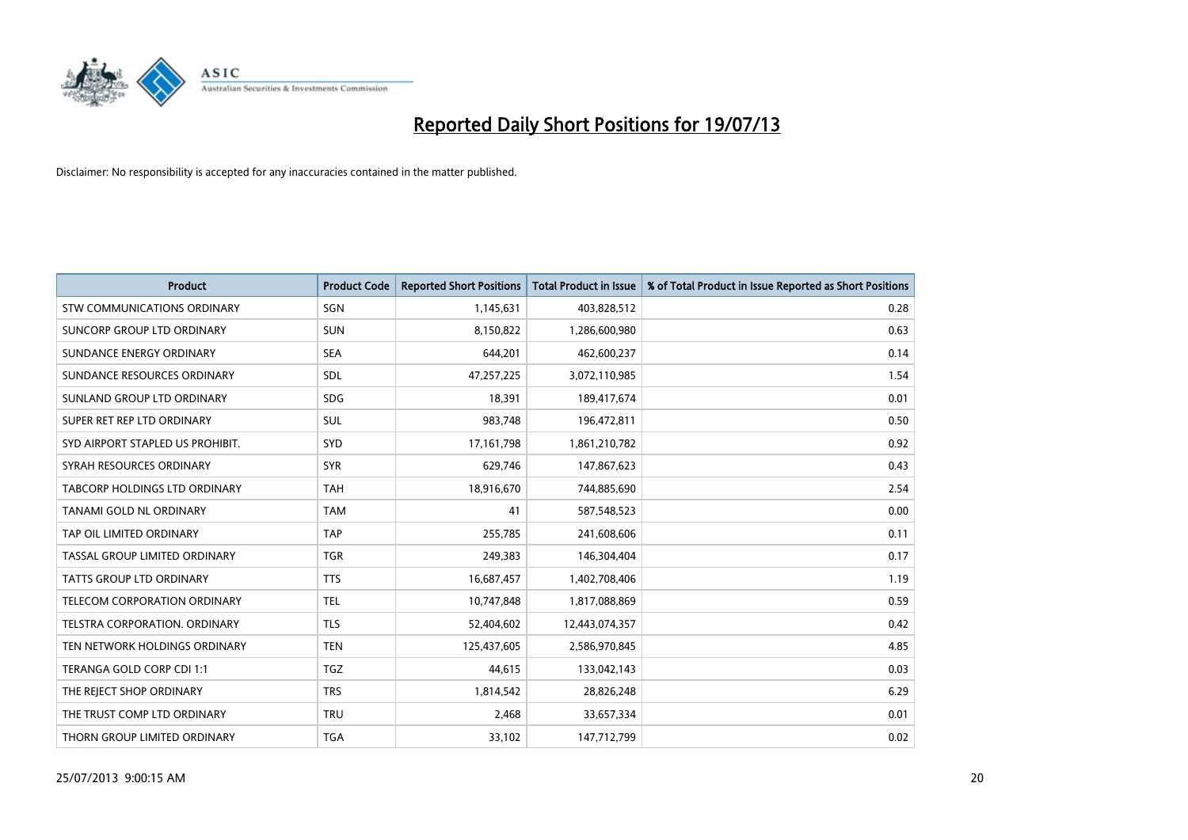# Reported Daily Short Positions for 19/07/13

Disclaimer: No responsibility is accepted for any inaccuracies contained in the matter published.

| Product | Product Code | Reported Short Positions | Total Product in Issue | % of Total Product in Issue Reported as Short Positions |
|---|---|---|---|---|
| STW COMMUNICATIONS ORDINARY | SGN | 1,145,631 | 403,828,512 | 0.28 |
| SUNCORP GROUP LTD ORDINARY | SUN | 8,150,822 | 1,286,600,980 | 0.63 |
| SUNDANCE ENERGY ORDINARY | SEA | 644,201 | 462,600,237 | 0.14 |
| SUNDANCE RESOURCES ORDINARY | SDL | 47,257,225 | 3,072,110,985 | 1.54 |
| SUNLAND GROUP LTD ORDINARY | SDG | 18,391 | 189,417,674 | 0.01 |
| SUPER RET REP LTD ORDINARY | SUL | 983,748 | 196,472,811 | 0.50 |
| SYD AIRPORT STAPLED US PROHIBIT. | SYD | 17,161,798 | 1,861,210,782 | 0.92 |
| SYRAH RESOURCES ORDINARY | SYR | 629,746 | 147,867,623 | 0.43 |
| TABCORP HOLDINGS LTD ORDINARY | TAH | 18,916,670 | 744,885,690 | 2.54 |
| TANAMI GOLD NL ORDINARY | TAM | 41 | 587,548,523 | 0.00 |
| TAP OIL LIMITED ORDINARY | TAP | 255,785 | 241,608,606 | 0.11 |
| TASSAL GROUP LIMITED ORDINARY | TGR | 249,383 | 146,304,404 | 0.17 |
| TATTS GROUP LTD ORDINARY | TTS | 16,687,457 | 1,402,708,406 | 1.19 |
| TELECOM CORPORATION ORDINARY | TEL | 10,747,848 | 1,817,088,869 | 0.59 |
| TELSTRA CORPORATION. ORDINARY | TLS | 52,404,602 | 12,443,074,357 | 0.42 |
| TEN NETWORK HOLDINGS ORDINARY | TEN | 125,437,605 | 2,586,970,845 | 4.85 |
| TERANGA GOLD CORP CDI 1:1 | TGZ | 44,615 | 133,042,143 | 0.03 |
| THE REJECT SHOP ORDINARY | TRS | 1,814,542 | 28,826,248 | 6.29 |
| THE TRUST COMP LTD ORDINARY | TRU | 2,468 | 33,657,334 | 0.01 |
| THORN GROUP LIMITED ORDINARY | TGA | 33,102 | 147,712,799 | 0.02 |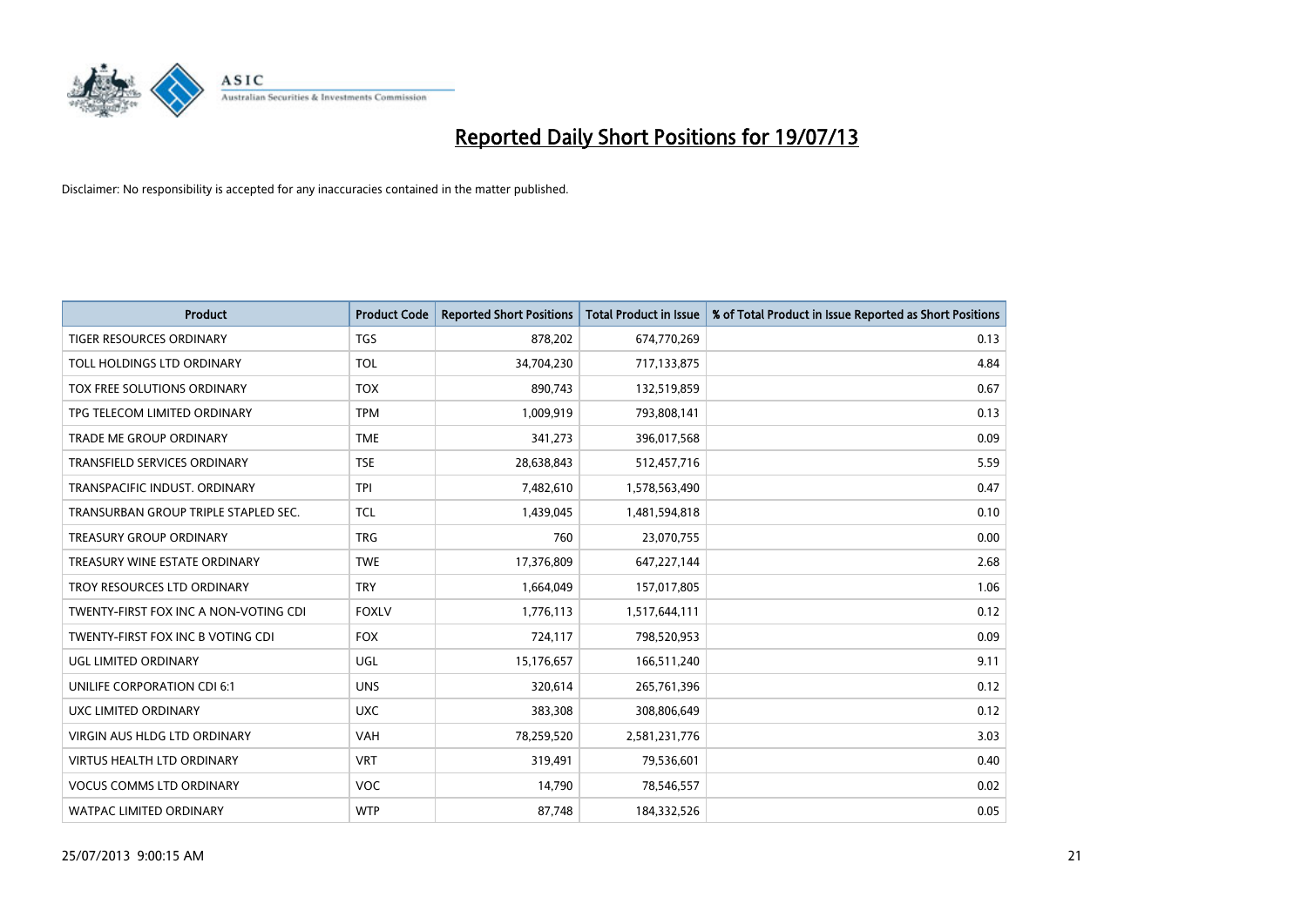# Reported Daily Short Positions for 19/07/13

Disclaimer: No responsibility is accepted for any inaccuracies contained in the matter published.

| Product | Product Code | Reported Short Positions | Total Product in Issue | % of Total Product in Issue Reported as Short Positions |
|---|---|---|---|---|
| TIGER RESOURCES ORDINARY | TGS | 878,202 | 674,770,269 | 0.13 |
| TOLL HOLDINGS LTD ORDINARY | TOL | 34,704,230 | 717,133,875 | 4.84 |
| TOX FREE SOLUTIONS ORDINARY | TOX | 890,743 | 132,519,859 | 0.67 |
| TPG TELECOM LIMITED ORDINARY | TPM | 1,009,919 | 793,808,141 | 0.13 |
| TRADE ME GROUP ORDINARY | TME | 341,273 | 396,017,568 | 0.09 |
| TRANSFIELD SERVICES ORDINARY | TSE | 28,638,843 | 512,457,716 | 5.59 |
| TRANSPACIFIC INDUST. ORDINARY | TPI | 7,482,610 | 1,578,563,490 | 0.47 |
| TRANSURBAN GROUP TRIPLE STAPLED SEC. | TCL | 1,439,045 | 1,481,594,818 | 0.10 |
| TREASURY GROUP ORDINARY | TRG | 760 | 23,070,755 | 0.00 |
| TREASURY WINE ESTATE ORDINARY | TWE | 17,376,809 | 647,227,144 | 2.68 |
| TROY RESOURCES LTD ORDINARY | TRY | 1,664,049 | 157,017,805 | 1.06 |
| TWENTY-FIRST FOX INC A NON-VOTING CDI | FOXLV | 1,776,113 | 1,517,644,111 | 0.12 |
| TWENTY-FIRST FOX INC B VOTING CDI | FOX | 724,117 | 798,520,953 | 0.09 |
| UGL LIMITED ORDINARY | UGL | 15,176,657 | 166,511,240 | 9.11 |
| UNILIFE CORPORATION CDI 6:1 | UNS | 320,614 | 265,761,396 | 0.12 |
| UXC LIMITED ORDINARY | UXC | 383,308 | 308,806,649 | 0.12 |
| VIRGIN AUS HLDG LTD ORDINARY | VAH | 78,259,520 | 2,581,231,776 | 3.03 |
| VIRTUS HEALTH LTD ORDINARY | VRT | 319,491 | 79,536,601 | 0.40 |
| VOCUS COMMS LTD ORDINARY | VOC | 14,790 | 78,546,557 | 0.02 |
| WATPAC LIMITED ORDINARY | WTP | 87,748 | 184,332,526 | 0.05 |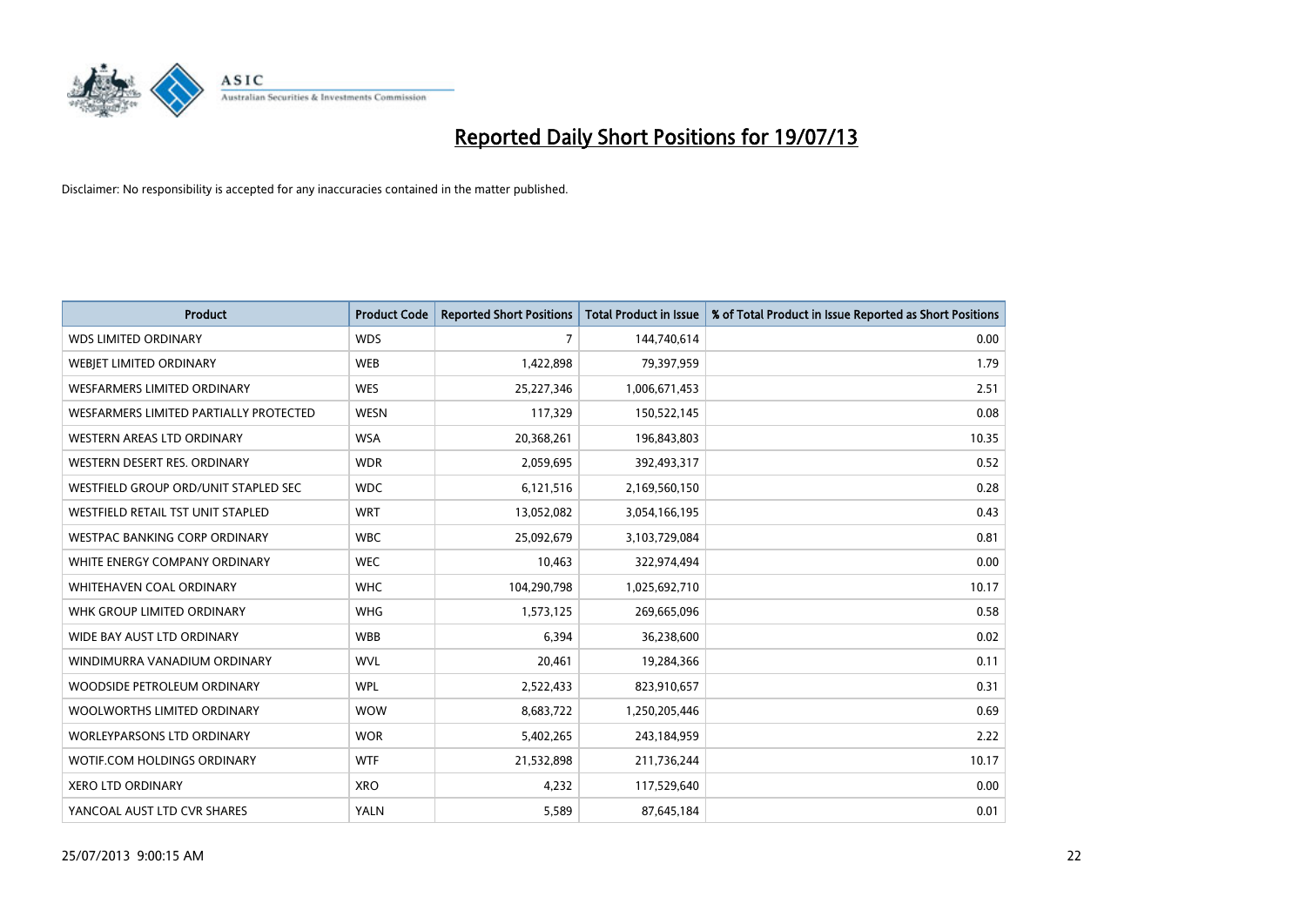# Reported Daily Short Positions for 19/07/13

Disclaimer: No responsibility is accepted for any inaccuracies contained in the matter published.

| Product | Product Code | Reported Short Positions | Total Product in Issue | % of Total Product in Issue Reported as Short Positions |
|---|---|---|---|---|
| WDS LIMITED ORDINARY | WDS | 7 | 144,740,614 | 0.00 |
| WEBJET LIMITED ORDINARY | WEB | 1,422,898 | 79,397,959 | 1.79 |
| WESFARMERS LIMITED ORDINARY | WES | 25,227,346 | 1,006,671,453 | 2.51 |
| WESFARMERS LIMITED PARTIALLY PROTECTED | WESN | 117,329 | 150,522,145 | 0.08 |
| WESTERN AREAS LTD ORDINARY | WSA | 20,368,261 | 196,843,803 | 10.35 |
| WESTERN DESERT RES. ORDINARY | WDR | 2,059,695 | 392,493,317 | 0.52 |
| WESTFIELD GROUP ORD/UNIT STAPLED SEC | WDC | 6,121,516 | 2,169,560,150 | 0.28 |
| WESTFIELD RETAIL TST UNIT STAPLED | WRT | 13,052,082 | 3,054,166,195 | 0.43 |
| WESTPAC BANKING CORP ORDINARY | WBC | 25,092,679 | 3,103,729,084 | 0.81 |
| WHITE ENERGY COMPANY ORDINARY | WEC | 10,463 | 322,974,494 | 0.00 |
| WHITEHAVEN COAL ORDINARY | WHC | 104,290,798 | 1,025,692,710 | 10.17 |
| WHK GROUP LIMITED ORDINARY | WHG | 1,573,125 | 269,665,096 | 0.58 |
| WIDE BAY AUST LTD ORDINARY | WBB | 6,394 | 36,238,600 | 0.02 |
| WINDIMURRA VANADIUM ORDINARY | WVL | 20,461 | 19,284,366 | 0.11 |
| WOODSIDE PETROLEUM ORDINARY | WPL | 2,522,433 | 823,910,657 | 0.31 |
| WOOLWORTHS LIMITED ORDINARY | WOW | 8,683,722 | 1,250,205,446 | 0.69 |
| WORLEYPARSONS LTD ORDINARY | WOR | 5,402,265 | 243,184,959 | 2.22 |
| WOTIF.COM HOLDINGS ORDINARY | WTF | 21,532,898 | 211,736,244 | 10.17 |
| XERO LTD ORDINARY | XRO | 4,232 | 117,529,640 | 0.00 |
| YANCOAL AUST LTD CVR SHARES | YALN | 5,589 | 87,645,184 | 0.01 |

25/07/2013 9:00:15 AM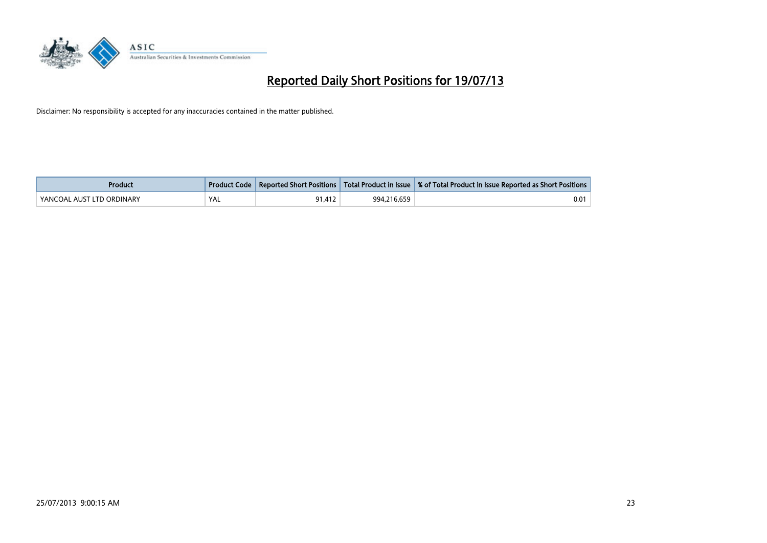# Reported Daily Short Positions for 19/07/13

Disclaimer: No responsibility is accepted for any inaccuracies contained in the matter published.

| Product | Product Code | Reported Short Positions | Total Product in Issue | % of Total Product in Issue Reported as Short Positions |
|---|---|---|---|---|
| YANCOAL AUST LTD ORDINARY | YAL | 91,412 | 994,216,659 | 0.01 |

25/07/2013 9:00:15 AM